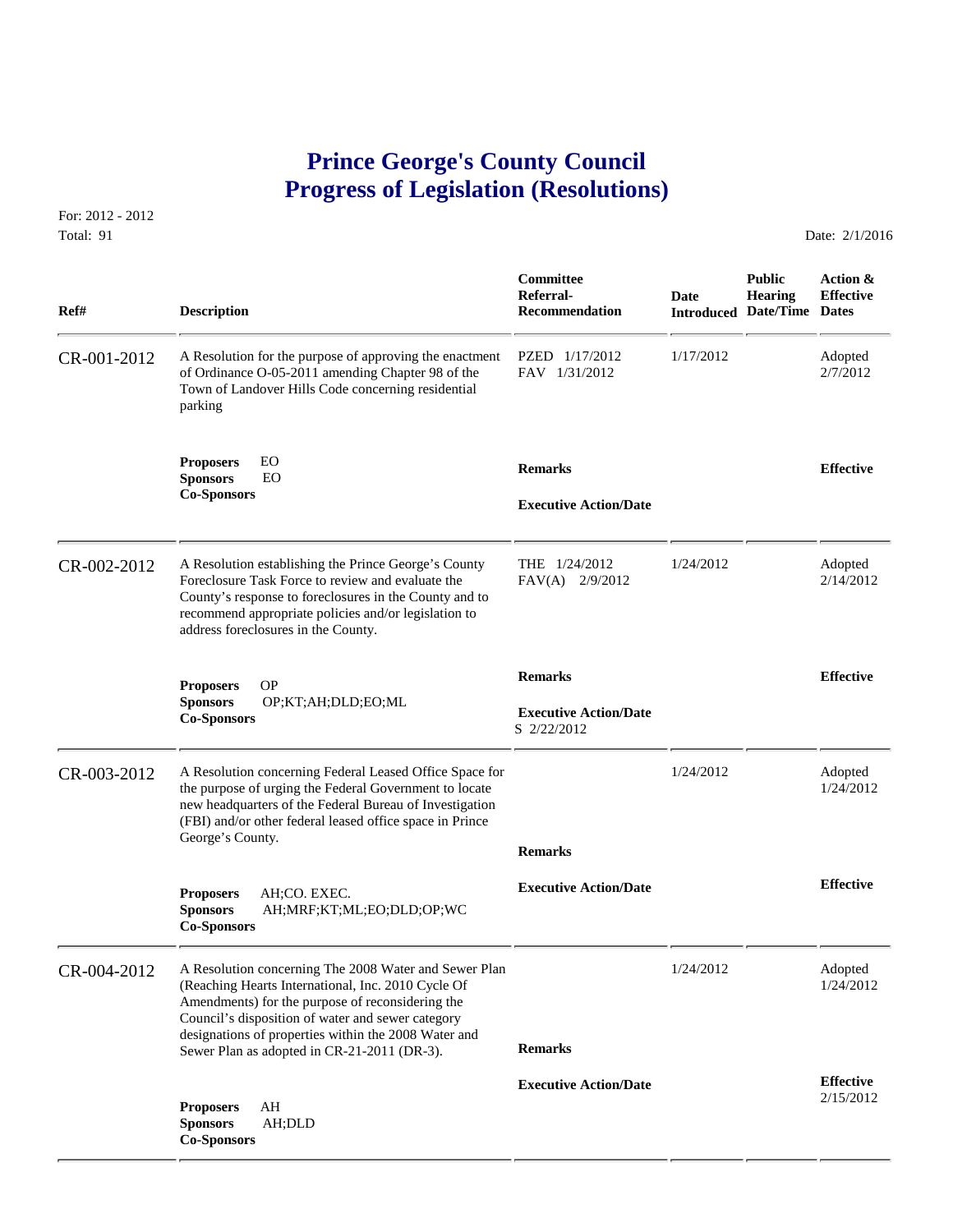# Prince George's County Council
# Progress of Legislation (Resolutions)

For: 2012 - 2012
Total: 91

Date: 2/1/2016

| Ref# | Description | Committee Referral-Recommendation | Date Introduced | Public Hearing Date/Time | Action & Effective Dates |
|---|---|---|---|---|---|
| CR-001-2012 | A Resolution for the purpose of approving the enactment of Ordinance O-05-2011 amending Chapter 98 of the Town of Landover Hills Code concerning residential parking | PZED 1/17/2012<br>FAV 1/31/2012 | 1/17/2012 | | Adopted<br>2/7/2012 |
| | **Proposers** EO<br>**Sponsors** EO<br>**Co-Sponsors** | **Remarks**<br><br>**Executive Action/Date** | | | **Effective** |
| CR-002-2012 | A Resolution establishing the Prince George's County Foreclosure Task Force to review and evaluate the County's response to foreclosures in the County and to recommend appropriate policies and/or legislation to address foreclosures in the County. | THE 1/24/2012<br>FAV(A) 2/9/2012 | 1/24/2012 | | Adopted<br>2/14/2012 |
| | **Proposers** OP<br>**Sponsors** OP;KT;AH;DLD;EO;ML<br>**Co-Sponsors** | **Remarks**<br><br>**Executive Action/Date**<br>S 2/22/2012 | | | **Effective** |
| CR-003-2012 | A Resolution concerning Federal Leased Office Space for the purpose of urging the Federal Government to locate new headquarters of the Federal Bureau of Investigation (FBI) and/or other federal leased office space in Prince George's County. | | 1/24/2012 | | Adopted<br>1/24/2012 |
| | **Proposers** AH;CO. EXEC.<br>**Sponsors** AH;MRF;KT;ML;EO;DLD;OP;WC<br>**Co-Sponsors** | **Remarks**<br><br>**Executive Action/Date** | | | **Effective** |
| CR-004-2012 | A Resolution concerning The 2008 Water and Sewer Plan (Reaching Hearts International, Inc. 2010 Cycle Of Amendments) for the purpose of reconsidering the Council's disposition of water and sewer category designations of properties within the 2008 Water and Sewer Plan as adopted in CR-21-2011 (DR-3). | | 1/24/2012 | | Adopted<br>1/24/2012 |
| | **Proposers** AH<br>**Sponsors** AH;DLD<br>**Co-Sponsors** | **Remarks**<br><br>**Executive Action/Date** | | | **Effective**<br>2/15/2012 |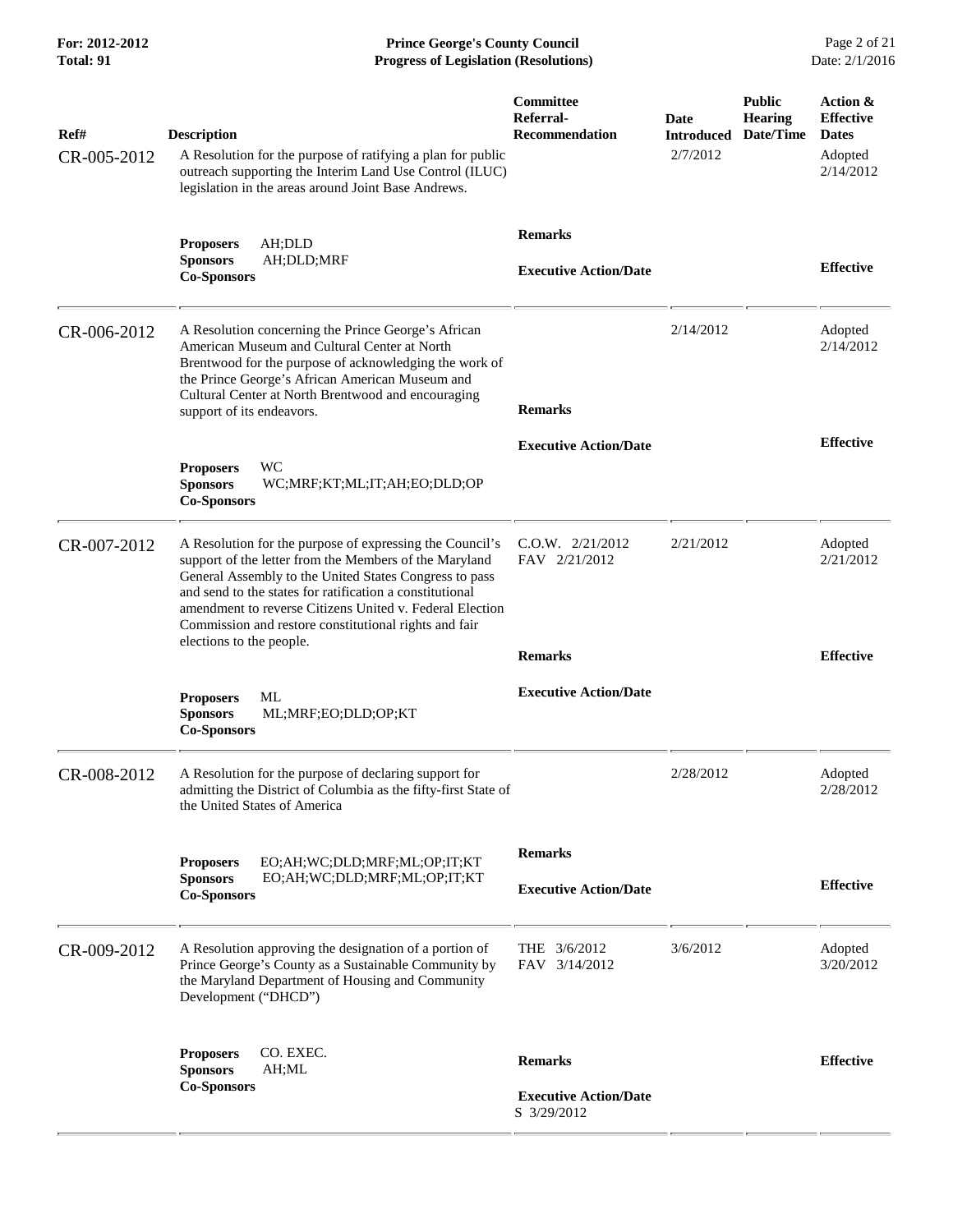| Ref# | Description | Committee Referral-Recommendation | Date Introduced | Public Hearing Date/Time | Action & Effective Dates |
|---|---|---|---|---|---|
| CR-005-2012 | A Resolution for the purpose of ratifying a plan for public outreach supporting the Interim Land Use Control (ILUC) legislation in the areas around Joint Base Andrews.<br><br>**Proposers** AH;DLD<br>**Sponsors** AH;DLD;MRF<br>**Co-Sponsors** | **Remarks**<br><br>**Executive Action/Date** | 2/7/2012 | | Adopted 2/14/2012<br><br>**Effective** |
| CR-006-2012 | A Resolution concerning the Prince George's African American Museum and Cultural Center at North Brentwood for the purpose of acknowledging the work of the Prince George's African American Museum and Cultural Center at North Brentwood and encouraging support of its endeavors.<br><br>**Proposers** WC<br>**Sponsors** WC;MRF;KT;ML;IT;AH;EO;DLD;OP<br>**Co-Sponsors** | **Remarks**<br><br>**Executive Action/Date** | 2/14/2012 | | Adopted 2/14/2012<br><br>**Effective** |
| CR-007-2012 | A Resolution for the purpose of expressing the Council's support of the letter from the Members of the Maryland General Assembly to the United States Congress to pass and send to the states for ratification a constitutional amendment to reverse Citizens United v. Federal Election Commission and restore constitutional rights and fair elections to the people.<br><br>**Proposers** ML<br>**Sponsors** ML;MRF;EO;DLD;OP;KT<br>**Co-Sponsors** | C.O.W. 2/21/2012<br>FAV 2/21/2012<br><br>**Remarks**<br><br>**Executive Action/Date** | 2/21/2012 | | Adopted 2/21/2012<br><br>**Effective** |
| CR-008-2012 | A Resolution for the purpose of declaring support for admitting the District of Columbia as the fifty-first State of the United States of America<br><br>**Proposers** EO;AH;WC;DLD;MRF;ML;OP;IT;KT<br>**Sponsors** EO;AH;WC;DLD;MRF;ML;OP;IT;KT<br>**Co-Sponsors** | **Remarks**<br><br>**Executive Action/Date** | 2/28/2012 | | Adopted 2/28/2012<br><br>**Effective** |
| CR-009-2012 | A Resolution approving the designation of a portion of Prince George's County as a Sustainable Community by the Maryland Department of Housing and Community Development ("DHCD")<br><br>**Proposers** CO. EXEC.<br>**Sponsors** AH;ML<br>**Co-Sponsors** | THE 3/6/2012<br>FAV 3/14/2012<br><br>**Remarks**<br><br>**Executive Action/Date**<br>S 3/29/2012 | 3/6/2012 | | Adopted 3/20/2012<br><br>**Effective** |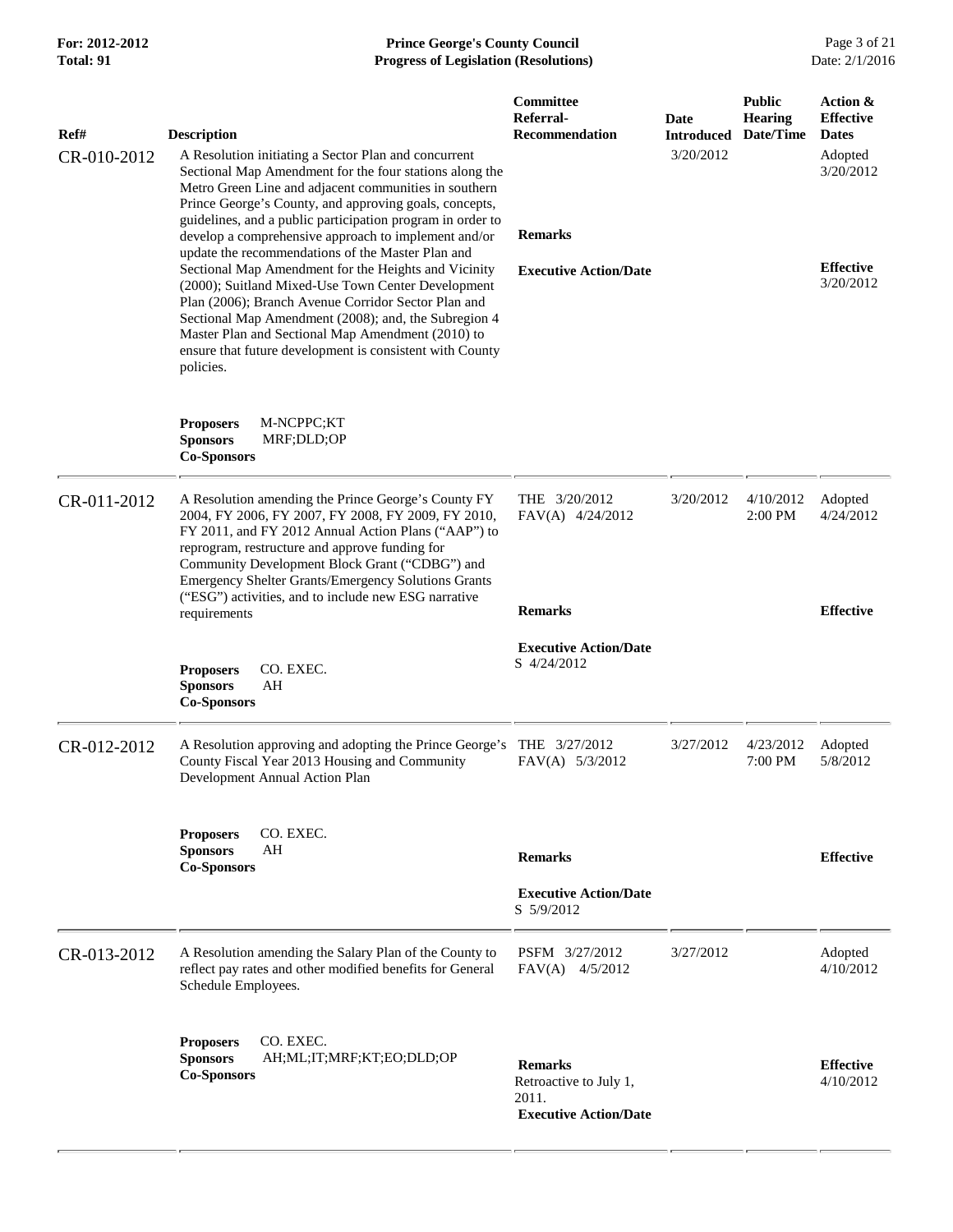| Ref# | Description | Committee Referral-Recommendation | Date Introduced | Public Hearing Date/Time | Action & Effective Dates |
|---|---|---|---|---|---|
| CR-010-2012 | A Resolution initiating a Sector Plan and concurrent Sectional Map Amendment for the four stations along the Metro Green Line and adjacent communities in southern Prince George's County, and approving goals, concepts, guidelines, and a public participation program in order to develop a comprehensive approach to implement and/or update the recommendations of the Master Plan and Sectional Map Amendment for the Heights and Vicinity (2000); Suitland Mixed-Use Town Center Development Plan (2006); Branch Avenue Corridor Sector Plan and Sectional Map Amendment (2008); and, the Subregion 4 Master Plan and Sectional Map Amendment (2010) to ensure that future development is consistent with County policies.<br><br>**Proposers** M-NCPPC;KT<br>**Sponsors** MRF;DLD;OP<br>**Co-Sponsors** | <br><br>**Remarks**<br><br>**Executive Action/Date** | 3/20/2012 | | Adopted 3/20/2012<br><br>**Effective** 3/20/2012 |
| CR-011-2012 | A Resolution amending the Prince George's County FY 2004, FY 2006, FY 2007, FY 2008, FY 2009, FY 2010, FY 2011, and FY 2012 Annual Action Plans ("AAP") to reprogram, restructure and approve funding for Community Development Block Grant ("CDBG") and Emergency Shelter Grants/Emergency Solutions Grants ("ESG") activities, and to include new ESG narrative requirements<br><br>**Proposers** CO. EXEC.<br>**Sponsors** AH<br>**Co-Sponsors** | THE 3/20/2012<br>FAV(A) 4/24/2012<br><br>**Remarks**<br><br>**Executive Action/Date**<br>S 4/24/2012 | 3/20/2012 | 4/10/2012 2:00 PM | Adopted 4/24/2012<br><br>**Effective** |
| CR-012-2012 | A Resolution approving and adopting the Prince George's County Fiscal Year 2013 Housing and Community Development Annual Action Plan<br><br>**Proposers** CO. EXEC.<br>**Sponsors** AH<br>**Co-Sponsors** | THE 3/27/2012<br>FAV(A) 5/3/2012<br><br>**Remarks**<br><br>**Executive Action/Date**<br>S 5/9/2012 | 3/27/2012 | 4/23/2012 7:00 PM | Adopted 5/8/2012<br><br>**Effective** |
| CR-013-2012 | A Resolution amending the Salary Plan of the County to reflect pay rates and other modified benefits for General Schedule Employees.<br><br>**Proposers** CO. EXEC.<br>**Sponsors** AH;ML;IT;MRF;KT;EO;DLD;OP<br>**Co-Sponsors** | PSFM 3/27/2012<br>FAV(A) 4/5/2012<br><br>**Remarks**<br>Retroactive to July 1, 2011.<br>**Executive Action/Date** | 3/27/2012 | | Adopted 4/10/2012<br><br>**Effective** 4/10/2012 |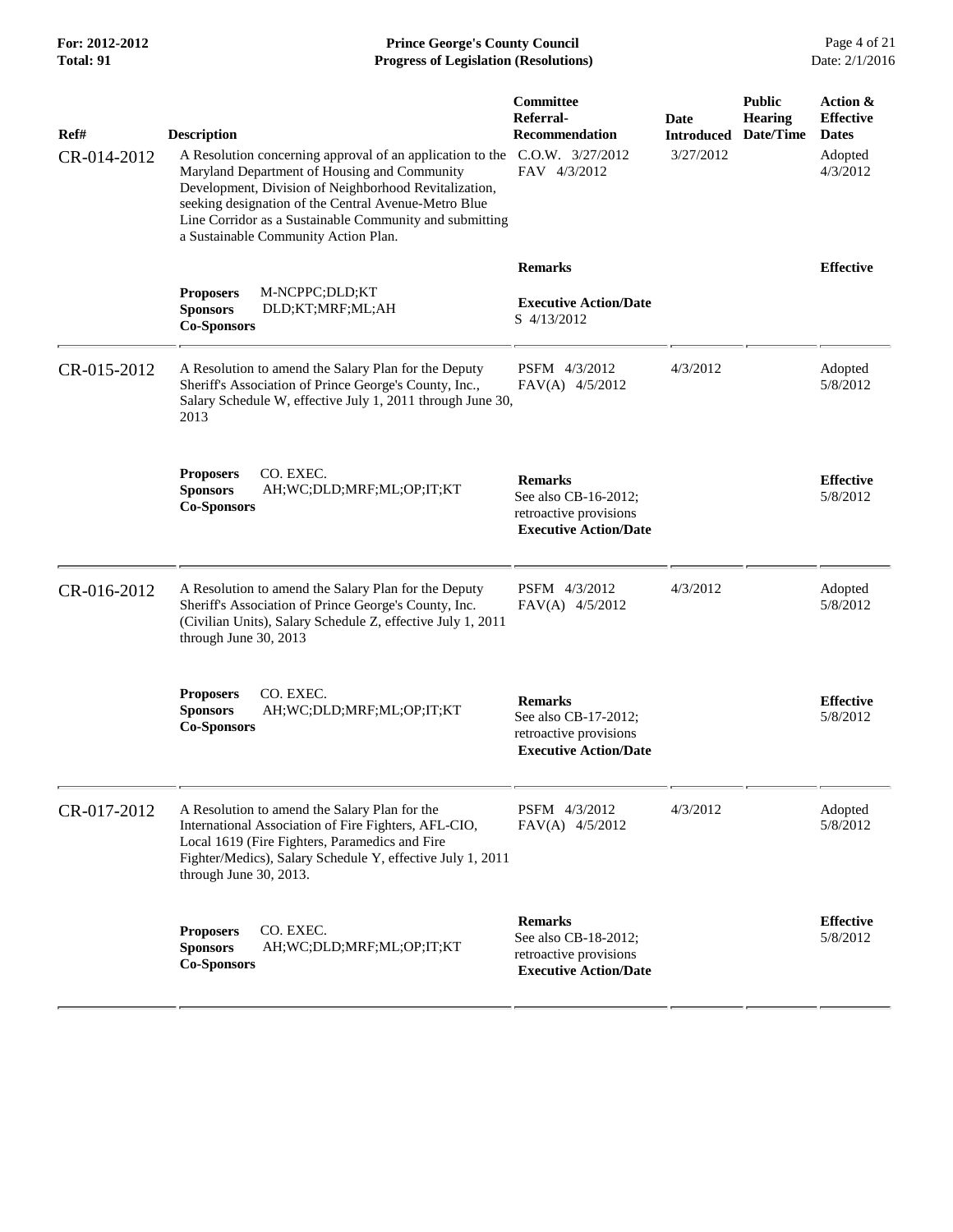| Ref# | Description | Committee Referral-Recommendation | Date Introduced | Public Hearing Date/Time | Action & Effective Dates |
|---|---|---|---|---|---|
| CR-014-2012 | A Resolution concerning approval of an application to the Maryland Department of Housing and Community Development, Division of Neighborhood Revitalization, seeking designation of the Central Avenue-Metro Blue Line Corridor as a Sustainable Community and submitting a Sustainable Community Action Plan. | C.O.W. 3/27/2012<br>FAV 4/3/2012 | 3/27/2012 | | Adopted<br>4/3/2012 |
| | **Proposers** M-NCPPC;DLD;KT<br>**Sponsors** DLD;KT;MRF;ML;AH<br>**Co-Sponsors** | **Remarks**<br><br>**Executive Action/Date**<br>S 4/13/2012 | | | **Effective** |
| CR-015-2012 | A Resolution to amend the Salary Plan for the Deputy Sheriff's Association of Prince George's County, Inc., Salary Schedule W, effective July 1, 2011 through June 30, 2013 | PSFM 4/3/2012<br>FAV(A) 4/5/2012 | 4/3/2012 | | Adopted<br>5/8/2012 |
| | **Proposers** CO. EXEC.<br>**Sponsors** AH;WC;DLD;MRF;ML;OP;IT;KT<br>**Co-Sponsors** | **Remarks**<br>See also CB-16-2012; retroactive provisions<br>**Executive Action/Date** | | | **Effective**<br>5/8/2012 |
| CR-016-2012 | A Resolution to amend the Salary Plan for the Deputy Sheriff's Association of Prince George's County, Inc. (Civilian Units), Salary Schedule Z, effective July 1, 2011 through June 30, 2013 | PSFM 4/3/2012<br>FAV(A) 4/5/2012 | 4/3/2012 | | Adopted<br>5/8/2012 |
| | **Proposers** CO. EXEC.<br>**Sponsors** AH;WC;DLD;MRF;ML;OP;IT;KT<br>**Co-Sponsors** | **Remarks**<br>See also CB-17-2012; retroactive provisions<br>**Executive Action/Date** | | | **Effective**<br>5/8/2012 |
| CR-017-2012 | A Resolution to amend the Salary Plan for the International Association of Fire Fighters, AFL-CIO, Local 1619 (Fire Fighters, Paramedics and Fire Fighter/Medics), Salary Schedule Y, effective July 1, 2011 through June 30, 2013. | PSFM 4/3/2012<br>FAV(A) 4/5/2012 | 4/3/2012 | | Adopted<br>5/8/2012 |
| | **Proposers** CO. EXEC.<br>**Sponsors** AH;WC;DLD;MRF;ML;OP;IT;KT<br>**Co-Sponsors** | **Remarks**<br>See also CB-18-2012; retroactive provisions<br>**Executive Action/Date** | | | **Effective**<br>5/8/2012 |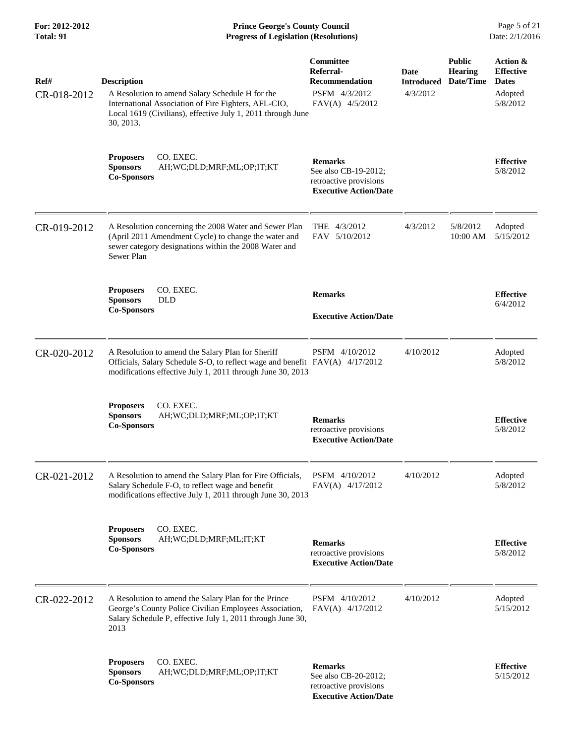| Ref# | Description | Committee Referral-Recommendation | Date Introduced | Public Hearing Date/Time | Action & Effective Dates |
|---|---|---|---|---|---|
| CR-018-2012 | A Resolution to amend Salary Schedule H for the International Association of Fire Fighters, AFL-CIO, Local 1619 (Civilians), effective July 1, 2011 through June 30, 2013. | PSFM 4/3/2012<br>FAV(A) 4/5/2012 | 4/3/2012 | | Adopted 5/8/2012 |
| | **Proposers** CO. EXEC.<br>**Sponsors** AH;WC;DLD;MRF;ML;OP;IT;KT<br>**Co-Sponsors** | **Remarks**<br>See also CB-19-2012; retroactive provisions<br>**Executive Action/Date** | | | **Effective** 5/8/2012 |
| CR-019-2012 | A Resolution concerning the 2008 Water and Sewer Plan (April 2011 Amendment Cycle) to change the water and sewer category designations within the 2008 Water and Sewer Plan | THE 4/3/2012<br>FAV 5/10/2012 | 4/3/2012 | 5/8/2012 10:00 AM | Adopted 5/15/2012 |
| | **Proposers** CO. EXEC.<br>**Sponsors** DLD<br>**Co-Sponsors** | **Remarks**<br>**Executive Action/Date** | | | **Effective** 6/4/2012 |
| CR-020-2012 | A Resolution to amend the Salary Plan for Sheriff Officials, Salary Schedule S-O, to reflect wage and benefit modifications effective July 1, 2011 through June 30, 2013 | PSFM 4/10/2012<br>FAV(A) 4/17/2012 | 4/10/2012 | | Adopted 5/8/2012 |
| | **Proposers** CO. EXEC.<br>**Sponsors** AH;WC;DLD;MRF;ML;OP;IT;KT<br>**Co-Sponsors** | **Remarks**<br>retroactive provisions<br>**Executive Action/Date** | | | **Effective** 5/8/2012 |
| CR-021-2012 | A Resolution to amend the Salary Plan for Fire Officials, Salary Schedule F-O, to reflect wage and benefit modifications effective July 1, 2011 through June 30, 2013 | PSFM 4/10/2012<br>FAV(A) 4/17/2012 | 4/10/2012 | | Adopted 5/8/2012 |
| | **Proposers** CO. EXEC.<br>**Sponsors** AH;WC;DLD;MRF;ML;IT;KT<br>**Co-Sponsors** | **Remarks**<br>retroactive provisions<br>**Executive Action/Date** | | | **Effective** 5/8/2012 |
| CR-022-2012 | A Resolution to amend the Salary Plan for the Prince George's County Police Civilian Employees Association, Salary Schedule P, effective July 1, 2011 through June 30, 2013 | PSFM 4/10/2012<br>FAV(A) 4/17/2012 | 4/10/2012 | | Adopted 5/15/2012 |
| | **Proposers** CO. EXEC.<br>**Sponsors** AH;WC;DLD;MRF;ML;OP;IT;KT<br>**Co-Sponsors** | **Remarks**<br>See also CB-20-2012; retroactive provisions<br>**Executive Action/Date** | | | **Effective** 5/15/2012 |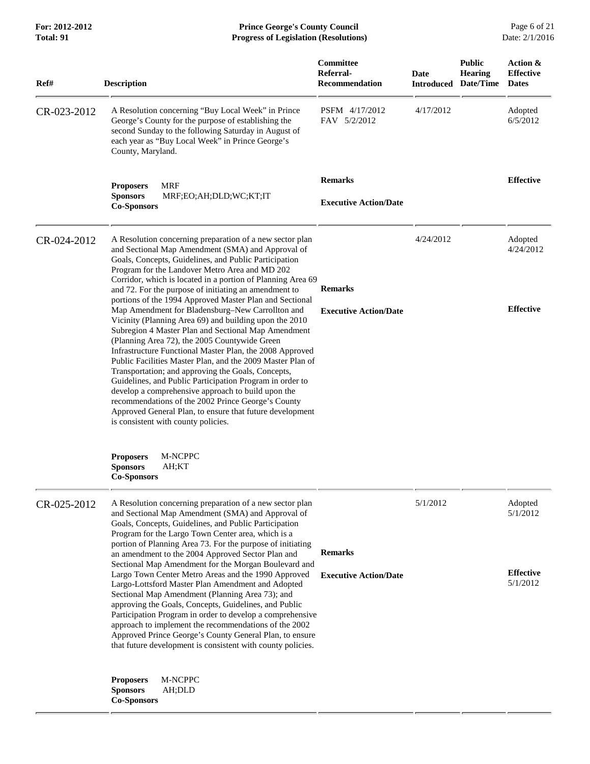| Ref# | Description | Committee Referral-Recommendation | Date Introduced | Public Hearing Date/Time | Action & Effective Dates |
|---|---|---|---|---|---|
| CR-023-2012 | A Resolution concerning "Buy Local Week" in Prince George's County for the purpose of establishing the second Sunday to the following Saturday in August of each year as "Buy Local Week" in Prince George's County, Maryland. | PSFM 4/17/2012<br>FAV 5/2/2012 | 4/17/2012 | | Adopted<br>6/5/2012 |
| | **Proposers** MRF<br>**Sponsors** MRF;EO;AH;DLD;WC;KT;IT<br>**Co-Sponsors** | **Remarks**<br><br>**Executive Action/Date** | | | **Effective** |
| CR-024-2012 | A Resolution concerning preparation of a new sector plan and Sectional Map Amendment (SMA) and Approval of Goals, Concepts, Guidelines, and Public Participation Program for the Landover Metro Area and MD 202 Corridor, which is located in a portion of Planning Area 69 and 72. For the purpose of initiating an amendment to portions of the 1994 Approved Master Plan and Sectional Map Amendment for Bladensburg–New Carrollton and Vicinity (Planning Area 69) and building upon the 2010 Subregion 4 Master Plan and Sectional Map Amendment (Planning Area 72), the 2005 Countywide Green Infrastructure Functional Master Plan, the 2008 Approved Public Facilities Master Plan, and the 2009 Master Plan of Transportation; and approving the Goals, Concepts, Guidelines, and Public Participation Program in order to develop a comprehensive approach to build upon the recommendations of the 2002 Prince George's County Approved General Plan, to ensure that future development is consistent with county policies. | **Remarks**<br><br>**Executive Action/Date** | 4/24/2012 | | Adopted<br>4/24/2012<br><br>**Effective** |
| | **Proposers** M-NCPPC<br>**Sponsors** AH;KT<br>**Co-Sponsors** | | | | |
| CR-025-2012 | A Resolution concerning preparation of a new sector plan and Sectional Map Amendment (SMA) and Approval of Goals, Concepts, Guidelines, and Public Participation Program for the Largo Town Center area, which is a portion of Planning Area 73. For the purpose of initiating an amendment to the 2004 Approved Sector Plan and Sectional Map Amendment for the Morgan Boulevard and Largo Town Center Metro Areas and the 1990 Approved Largo-Lottsford Master Plan Amendment and Adopted Sectional Map Amendment (Planning Area 73); and approving the Goals, Concepts, Guidelines, and Public Participation Program in order to develop a comprehensive approach to implement the recommendations of the 2002 Approved Prince George's County General Plan, to ensure that future development is consistent with county policies. | **Remarks**<br><br>**Executive Action/Date** | 5/1/2012 | | Adopted<br>5/1/2012<br><br>**Effective**<br>5/1/2012 |
| | **Proposers** M-NCPPC<br>**Sponsors** AH;DLD<br>**Co-Sponsors** | | | | |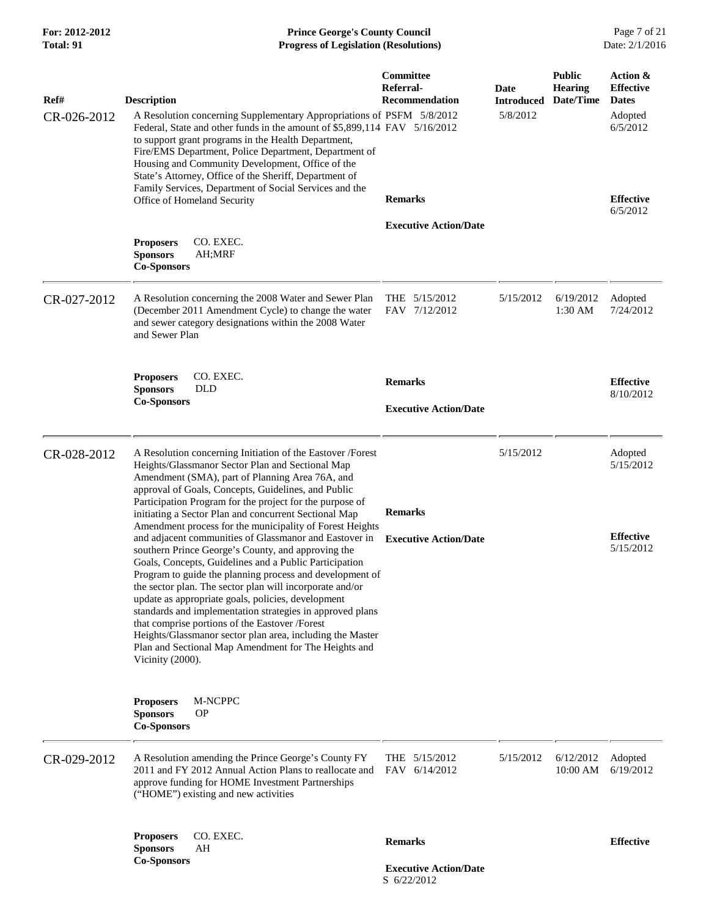| Ref# | Description | Committee Referral-Recommendation | Date Introduced | Public Hearing Date/Time | Action & Effective Dates |
|---|---|---|---|---|---|
| CR-026-2012 | A Resolution concerning Supplementary Appropriations of Federal, State and other funds in the amount of $5,899,114 to support grant programs in the Health Department, Fire/EMS Department, Police Department, Department of Housing and Community Development, Office of the State's Attorney, Office of the Sheriff, Department of Family Services, Department of Social Services and the Office of Homeland Security | PSFM 5/8/2012<br>FAV 5/16/2012 | 5/8/2012 | | Adopted 6/5/2012 |
| | | **Remarks** | | | **Effective** 6/5/2012 |
| | | **Executive Action/Date** | | | |
| | **Proposers** CO. EXEC.<br>**Sponsors** AH;MRF<br>**Co-Sponsors** | | | | |
| CR-027-2012 | A Resolution concerning the 2008 Water and Sewer Plan (December 2011 Amendment Cycle) to change the water and sewer category designations within the 2008 Water and Sewer Plan | THE 5/15/2012<br>FAV 7/12/2012 | 5/15/2012 | 6/19/2012 1:30 AM | Adopted 7/24/2012 |
| | **Proposers** CO. EXEC.<br>**Sponsors** DLD<br>**Co-Sponsors** | **Remarks** | | | **Effective** 8/10/2012 |
| | | **Executive Action/Date** | | | |
| CR-028-2012 | A Resolution concerning Initiation of the Eastover /Forest Heights/Glassmanor Sector Plan and Sectional Map Amendment (SMA), part of Planning Area 76A, and approval of Goals, Concepts, Guidelines, and Public Participation Program for the project for the purpose of initiating a Sector Plan and concurrent Sectional Map Amendment process for the municipality of Forest Heights and adjacent communities of Glassmanor and Eastover in southern Prince George's County, and approving the Goals, Concepts, Guidelines and a Public Participation Program to guide the planning process and development of the sector plan. The sector plan will incorporate and/or update as appropriate goals, policies, development standards and implementation strategies in approved plans that comprise portions of the Eastover /Forest Heights/Glassmanor sector plan area, including the Master Plan and Sectional Map Amendment for The Heights and Vicinity (2000). | | 5/15/2012 | | Adopted 5/15/2012 |
| | | **Remarks** | | | |
| | | **Executive Action/Date** | | | **Effective** 5/15/2012 |
| | **Proposers** M-NCPPC<br>**Sponsors** OP<br>**Co-Sponsors** | | | | |
| CR-029-2012 | A Resolution amending the Prince George's County FY 2011 and FY 2012 Annual Action Plans to reallocate and approve funding for HOME Investment Partnerships ("HOME") existing and new activities | THE 5/15/2012<br>FAV 6/14/2012 | 5/15/2012 | 6/12/2012 10:00 AM | Adopted 6/19/2012 |
| | **Proposers** CO. EXEC.<br>**Sponsors** AH<br>**Co-Sponsors** | **Remarks** | | | **Effective** |
| | | **Executive Action/Date**<br>S 6/22/2012 | | | |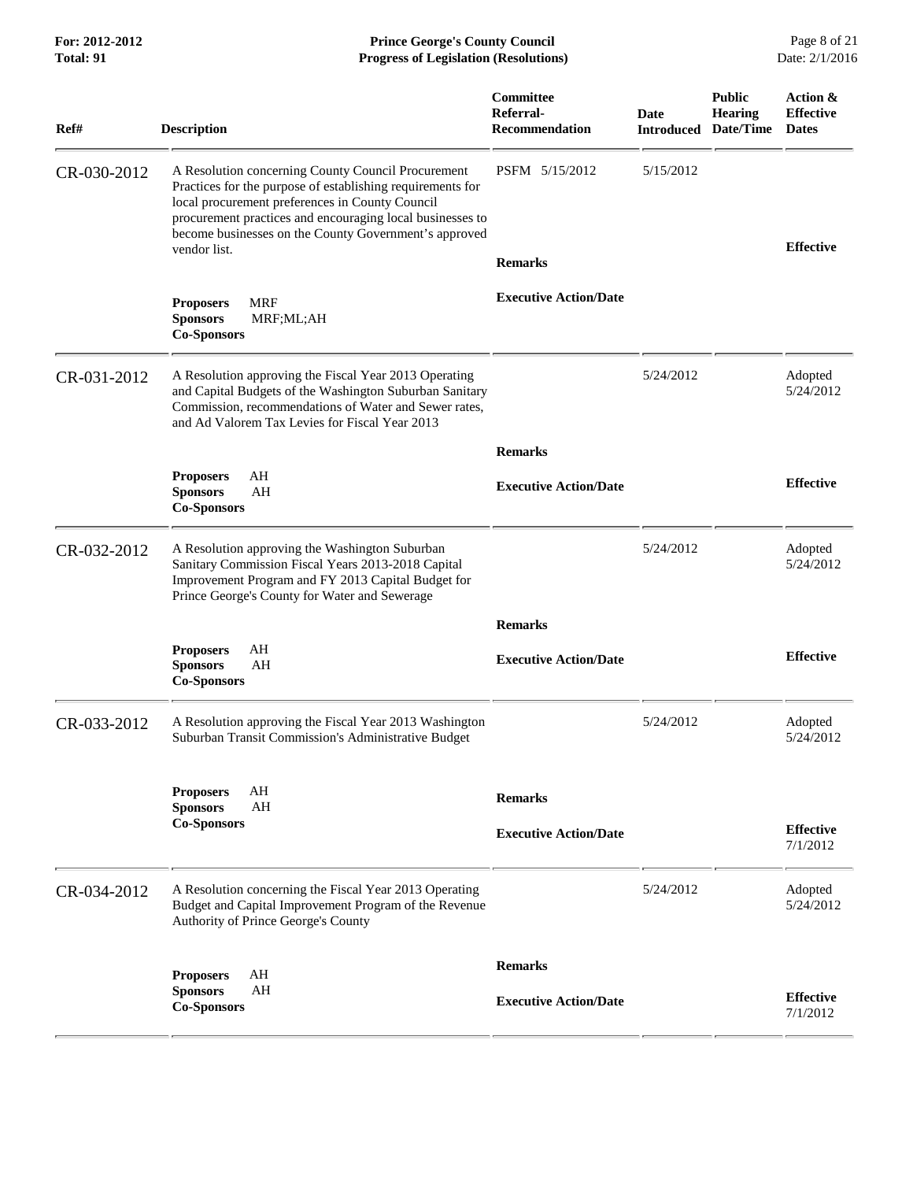| Ref# | Description | Committee Referral-Recommendation | Date Introduced | Public Hearing Date/Time | Action & Effective Dates |
|---|---|---|---|---|---|
| CR-030-2012 | A Resolution concerning County Council Procurement Practices for the purpose of establishing requirements for local procurement preferences in County Council procurement practices and encouraging local businesses to become businesses on the County Government's approved vendor list. | PSFM 5/15/2012 | 5/15/2012 | | |
| | | **Remarks** | | | **Effective** |
| | **Proposers** MRF<br>**Sponsors** MRF;ML;AH<br>**Co-Sponsors** | **Executive Action/Date** | | | |
| CR-031-2012 | A Resolution approving the Fiscal Year 2013 Operating and Capital Budgets of the Washington Suburban Sanitary Commission, recommendations of Water and Sewer rates, and Ad Valorem Tax Levies for Fiscal Year 2013 | | 5/24/2012 | | Adopted 5/24/2012 |
| | | **Remarks** | | | |
| | **Proposers** AH<br>**Sponsors** AH<br>**Co-Sponsors** | **Executive Action/Date** | | | **Effective** |
| CR-032-2012 | A Resolution approving the Washington Suburban Sanitary Commission Fiscal Years 2013-2018 Capital Improvement Program and FY 2013 Capital Budget for Prince George's County for Water and Sewerage | | 5/24/2012 | | Adopted 5/24/2012 |
| | | **Remarks** | | | |
| | **Proposers** AH<br>**Sponsors** AH<br>**Co-Sponsors** | **Executive Action/Date** | | | **Effective** |
| CR-033-2012 | A Resolution approving the Fiscal Year 2013 Washington Suburban Transit Commission's Administrative Budget | | 5/24/2012 | | Adopted 5/24/2012 |
| | **Proposers** AH<br>**Sponsors** AH<br>**Co-Sponsors** | **Remarks** | | | |
| | | **Executive Action/Date** | | | **Effective** 7/1/2012 |
| CR-034-2012 | A Resolution concerning the Fiscal Year 2013 Operating Budget and Capital Improvement Program of the Revenue Authority of Prince George's County | | 5/24/2012 | | Adopted 5/24/2012 |
| | **Proposers** AH<br>**Sponsors** AH<br>**Co-Sponsors** | **Remarks** | | | |
| | | **Executive Action/Date** | | | **Effective** 7/1/2012 |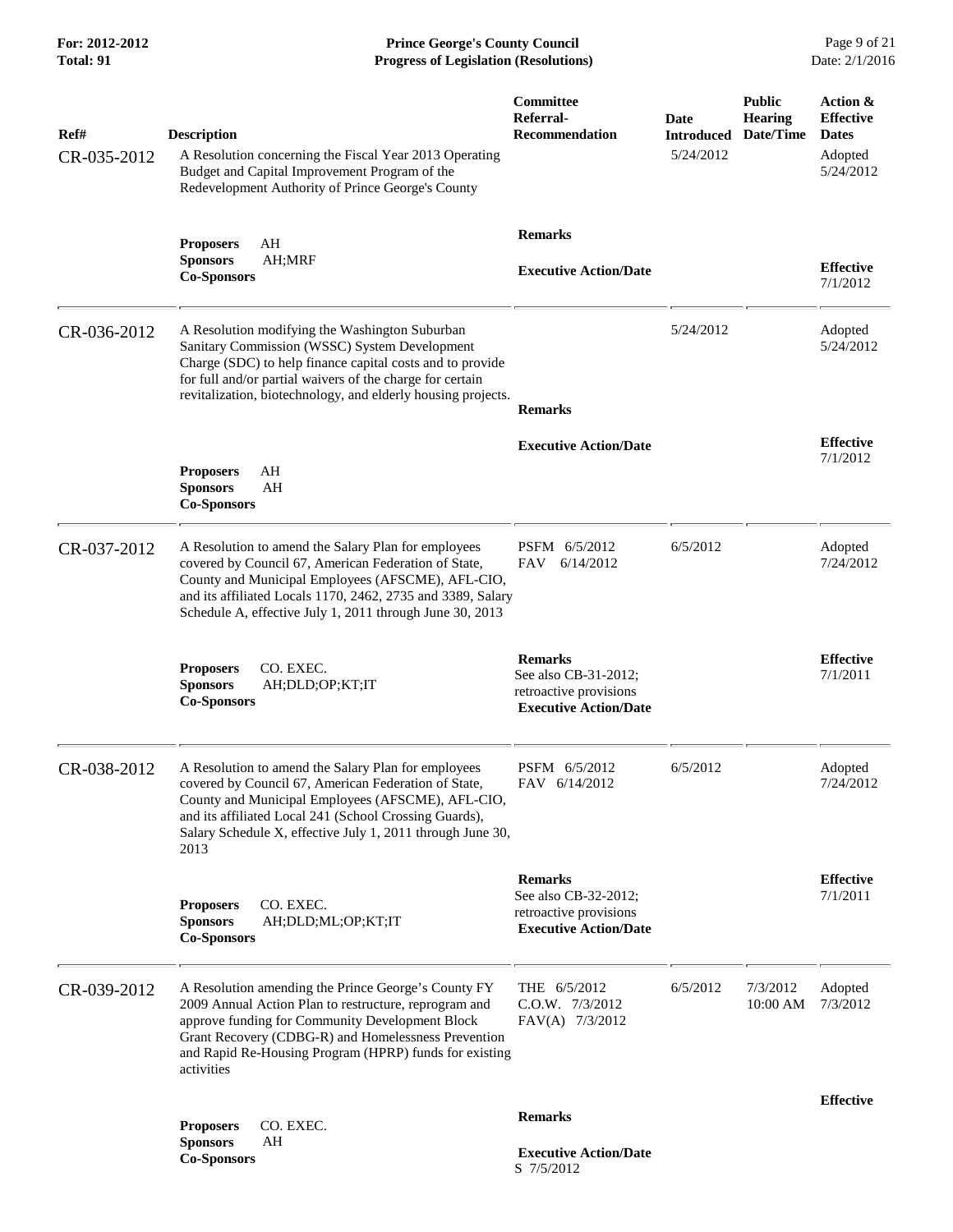| Ref# | Description | Committee Referral-Recommendation | Date Introduced | Public Hearing Date/Time | Action & Effective Dates |
|---|---|---|---|---|---|
| CR-035-2012 | A Resolution concerning the Fiscal Year 2013 Operating Budget and Capital Improvement Program of the Redevelopment Authority of Prince George's County | | 5/24/2012 | | Adopted 5/24/2012 |
| | **Proposers** AH<br>**Sponsors** AH;MRF<br>**Co-Sponsors** | **Remarks**<br><br>**Executive Action/Date** | | | **Effective** 7/1/2012 |
| CR-036-2012 | A Resolution modifying the Washington Suburban Sanitary Commission (WSSC) System Development Charge (SDC) to help finance capital costs and to provide for full and/or partial waivers of the charge for certain revitalization, biotechnology, and elderly housing projects. | | 5/24/2012 | | Adopted 5/24/2012 |
| | **Proposers** AH<br>**Sponsors** AH<br>**Co-Sponsors** | **Remarks**<br><br>**Executive Action/Date** | | | **Effective** 7/1/2012 |
| CR-037-2012 | A Resolution to amend the Salary Plan for employees covered by Council 67, American Federation of State, County and Municipal Employees (AFSCME), AFL-CIO, and its affiliated Locals 1170, 2462, 2735 and 3389, Salary Schedule A, effective July 1, 2011 through June 30, 2013 | PSFM 6/5/2012<br>FAV 6/14/2012 | 6/5/2012 | | Adopted 7/24/2012 |
| | **Proposers** CO. EXEC.<br>**Sponsors** AH;DLD;OP;KT;IT<br>**Co-Sponsors** | **Remarks**<br>See also CB-31-2012; retroactive provisions<br>**Executive Action/Date** | | | **Effective** 7/1/2011 |
| CR-038-2012 | A Resolution to amend the Salary Plan for employees covered by Council 67, American Federation of State, County and Municipal Employees (AFSCME), AFL-CIO, and its affiliated Local 241 (School Crossing Guards), Salary Schedule X, effective July 1, 2011 through June 30, 2013 | PSFM 6/5/2012<br>FAV 6/14/2012 | 6/5/2012 | | Adopted 7/24/2012 |
| | **Proposers** CO. EXEC.<br>**Sponsors** AH;DLD;ML;OP;KT;IT<br>**Co-Sponsors** | **Remarks**<br>See also CB-32-2012; retroactive provisions<br>**Executive Action/Date** | | | **Effective** 7/1/2011 |
| CR-039-2012 | A Resolution amending the Prince George's County FY 2009 Annual Action Plan to restructure, reprogram and approve funding for Community Development Block Grant Recovery (CDBG-R) and Homelessness Prevention and Rapid Re-Housing Program (HPRP) funds for existing activities | THE 6/5/2012<br>C.O.W. 7/3/2012<br>FAV(A) 7/3/2012 | 6/5/2012 | 7/3/2012 10:00 AM | Adopted 7/3/2012 |
| | **Proposers** CO. EXEC.<br>**Sponsors** AH<br>**Co-Sponsors** | **Remarks**<br><br>**Executive Action/Date**<br>S 7/5/2012 | | | **Effective** |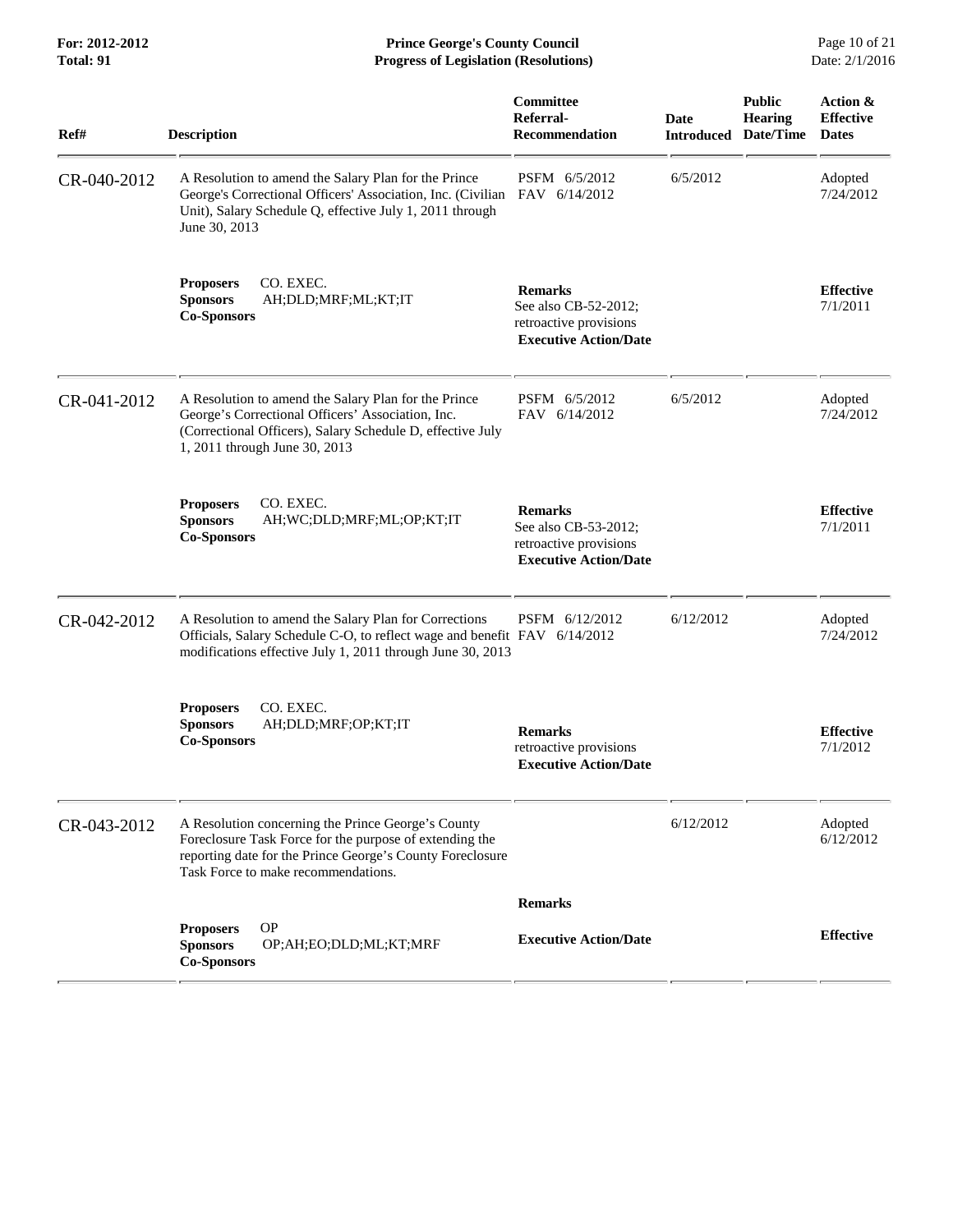| Ref# | Description | Committee Referral-Recommendation | Date Introduced | Public Hearing Date/Time | Action & Effective Dates |
|---|---|---|---|---|---|
| CR-040-2012 | A Resolution to amend the Salary Plan for the Prince George's Correctional Officers' Association, Inc. (Civilian Unit), Salary Schedule Q, effective July 1, 2011 through June 30, 2013 | PSFM 6/5/2012<br>FAV 6/14/2012 | 6/5/2012 | | Adopted 7/24/2012 |
| | **Proposers** CO. EXEC.<br>**Sponsors** AH;DLD;MRF;ML;KT;IT<br>**Co-Sponsors** | **Remarks**<br>See also CB-52-2012; retroactive provisions<br>**Executive Action/Date** | | | **Effective** 7/1/2011 |
| CR-041-2012 | A Resolution to amend the Salary Plan for the Prince George's Correctional Officers' Association, Inc. (Correctional Officers), Salary Schedule D, effective July 1, 2011 through June 30, 2013 | PSFM 6/5/2012<br>FAV 6/14/2012 | 6/5/2012 | | Adopted 7/24/2012 |
| | **Proposers** CO. EXEC.<br>**Sponsors** AH;WC;DLD;MRF;ML;OP;KT;IT<br>**Co-Sponsors** | **Remarks**<br>See also CB-53-2012; retroactive provisions<br>**Executive Action/Date** | | | **Effective** 7/1/2011 |
| CR-042-2012 | A Resolution to amend the Salary Plan for Corrections Officials, Salary Schedule C-O, to reflect wage and benefit modifications effective July 1, 2011 through June 30, 2013 | PSFM 6/12/2012<br>FAV 6/14/2012 | 6/12/2012 | | Adopted 7/24/2012 |
| | **Proposers** CO. EXEC.<br>**Sponsors** AH;DLD;MRF;OP;KT;IT<br>**Co-Sponsors** | **Remarks**<br>retroactive provisions<br>**Executive Action/Date** | | | **Effective** 7/1/2012 |
| CR-043-2012 | A Resolution concerning the Prince George's County Foreclosure Task Force for the purpose of extending the reporting date for the Prince George's County Foreclosure Task Force to make recommendations. | | 6/12/2012 | | Adopted 6/12/2012 |
| | **Proposers** OP<br>**Sponsors** OP;AH;EO;DLD;ML;KT;MRF<br>**Co-Sponsors** | **Remarks**<br>**Executive Action/Date** | | | **Effective** |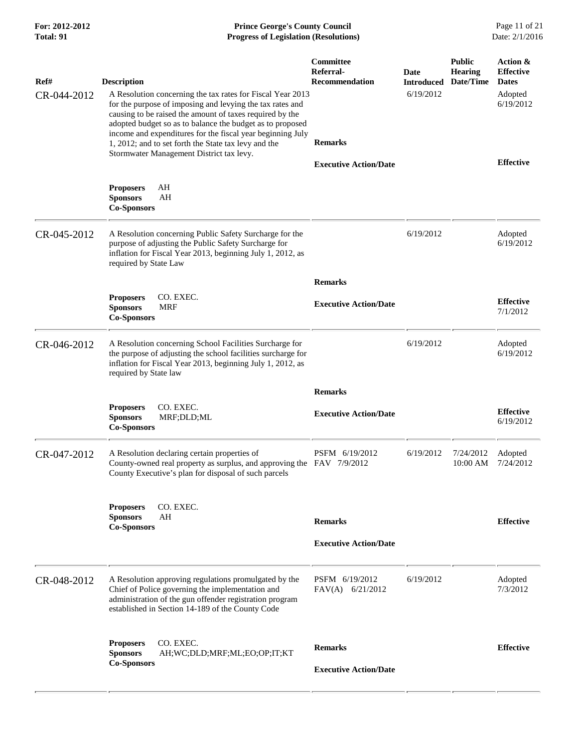| Ref# | Description | Committee Referral-Recommendation | Date Introduced | Public Hearing Date/Time | Action & Effective Dates |
|---|---|---|---|---|---|
| CR-044-2012 | A Resolution concerning the tax rates for Fiscal Year 2013 for the purpose of imposing and levying the tax rates and causing to be raised the amount of taxes required by the adopted budget so as to balance the budget as to proposed income and expenditures for the fiscal year beginning July 1, 2012; and to set forth the State tax levy and the Stormwater Management District tax levy. | | 6/19/2012 | | Adopted 6/19/2012 |
| | | **Remarks** | | | |
| | | **Executive Action/Date** | | | **Effective** |
| | **Proposers** AH<br>**Sponsors** AH<br>**Co-Sponsors** | | | | |
| CR-045-2012 | A Resolution concerning Public Safety Surcharge for the purpose of adjusting the Public Safety Surcharge for inflation for Fiscal Year 2013, beginning July 1, 2012, as required by State Law | | 6/19/2012 | | Adopted 6/19/2012 |
| | | **Remarks** | | | |
| | **Proposers** CO. EXEC.<br>**Sponsors** MRF<br>**Co-Sponsors** | **Executive Action/Date** | | | **Effective** 7/1/2012 |
| CR-046-2012 | A Resolution concerning School Facilities Surcharge for the purpose of adjusting the school facilities surcharge for inflation for Fiscal Year 2013, beginning July 1, 2012, as required by State law | | 6/19/2012 | | Adopted 6/19/2012 |
| | | **Remarks** | | | |
| | **Proposers** CO. EXEC.<br>**Sponsors** MRF;DLD;ML<br>**Co-Sponsors** | **Executive Action/Date** | | | **Effective** 6/19/2012 |
| CR-047-2012 | A Resolution declaring certain properties of County-owned real property as surplus, and approving the County Executive's plan for disposal of such parcels | PSFM 6/19/2012<br>FAV 7/9/2012 | 6/19/2012 | 7/24/2012 10:00 AM | Adopted 7/24/2012 |
| | **Proposers** CO. EXEC.<br>**Sponsors** AH<br>**Co-Sponsors** | **Remarks** | | | **Effective** |
| | | **Executive Action/Date** | | | |
| CR-048-2012 | A Resolution approving regulations promulgated by the Chief of Police governing the implementation and administration of the gun offender registration program established in Section 14-189 of the County Code | PSFM 6/19/2012<br>FAV(A) 6/21/2012 | 6/19/2012 | | Adopted 7/3/2012 |
| | **Proposers** CO. EXEC.<br>**Sponsors** AH;WC;DLD;MRF;ML;EO;OP;IT;KT<br>**Co-Sponsors** | **Remarks** | | | **Effective** |
| | | **Executive Action/Date** | | | |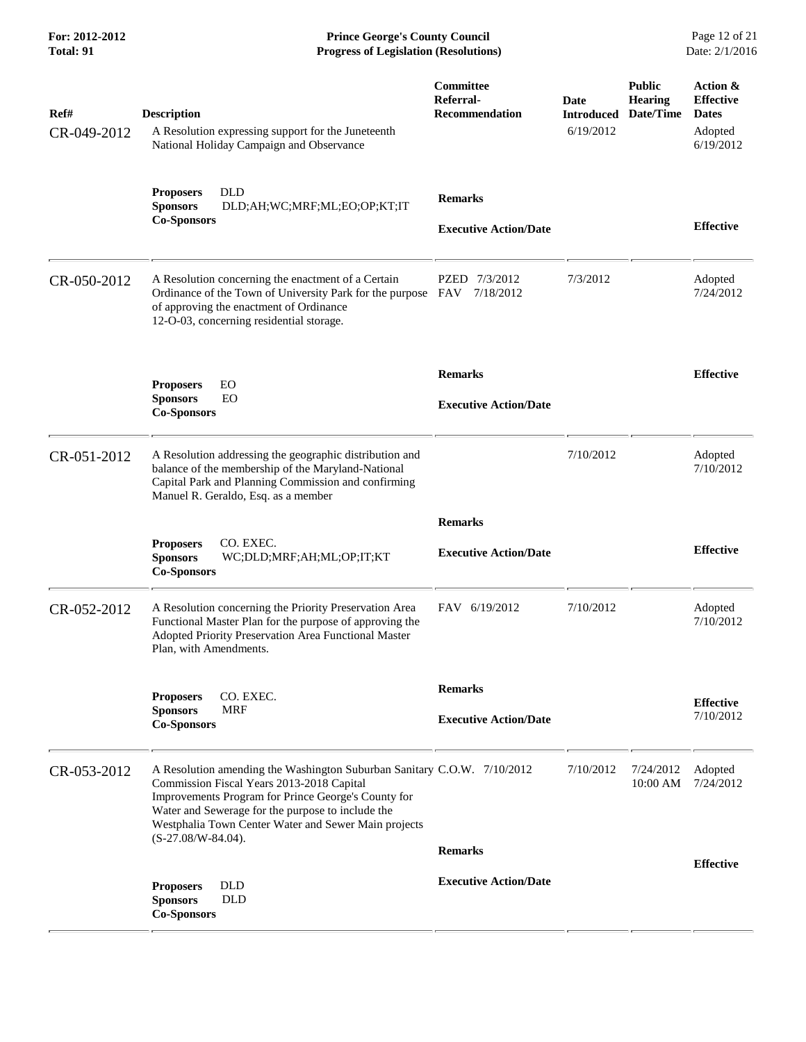| Ref# | Description | Committee Referral-Recommendation | Date Introduced | Public Hearing Date/Time | Action & Effective Dates |
|---|---|---|---|---|---|
| CR-049-2012 | A Resolution expressing support for the Juneteenth National Holiday Campaign and Observance | | 6/19/2012 | | Adopted 6/19/2012 |
| | **Proposers** DLD<br>**Sponsors** DLD;AH;WC;MRF;ML;EO;OP;KT;IT<br>**Co-Sponsors** | **Remarks**<br><br>**Executive Action/Date** | | | **Effective** |
| CR-050-2012 | A Resolution concerning the enactment of a Certain Ordinance of the Town of University Park for the purpose of approving the enactment of Ordinance 12-O-03, concerning residential storage. | PZED 7/3/2012<br>FAV 7/18/2012 | 7/3/2012 | | Adopted 7/24/2012 |
| | **Proposers** EO<br>**Sponsors** EO<br>**Co-Sponsors** | **Remarks**<br><br>**Executive Action/Date** | | | **Effective** |
| CR-051-2012 | A Resolution addressing the geographic distribution and balance of the membership of the Maryland-National Capital Park and Planning Commission and confirming Manuel R. Geraldo, Esq. as a member | | 7/10/2012 | | Adopted 7/10/2012 |
| | **Proposers** CO. EXEC.<br>**Sponsors** WC;DLD;MRF;AH;ML;OP;IT;KT<br>**Co-Sponsors** | **Remarks**<br><br>**Executive Action/Date** | | | **Effective** |
| CR-052-2012 | A Resolution concerning the Priority Preservation Area Functional Master Plan for the purpose of approving the Adopted Priority Preservation Area Functional Master Plan, with Amendments. | FAV 6/19/2012 | 7/10/2012 | | Adopted 7/10/2012 |
| | **Proposers** CO. EXEC.<br>**Sponsors** MRF<br>**Co-Sponsors** | **Remarks**<br><br>**Executive Action/Date** | | | **Effective** 7/10/2012 |
| CR-053-2012 | A Resolution amending the Washington Suburban Sanitary Commission Fiscal Years 2013-2018 Capital Improvements Program for Prince George's County for Water and Sewerage for the purpose to include the Westphalia Town Center Water and Sewer Main projects (S-27.08/W-84.04). | C.O.W. 7/10/2012 | 7/10/2012 | 7/24/2012 10:00 AM | Adopted 7/24/2012 |
| | **Proposers** DLD<br>**Sponsors** DLD<br>**Co-Sponsors** | **Remarks**<br><br>**Executive Action/Date** | | | **Effective** |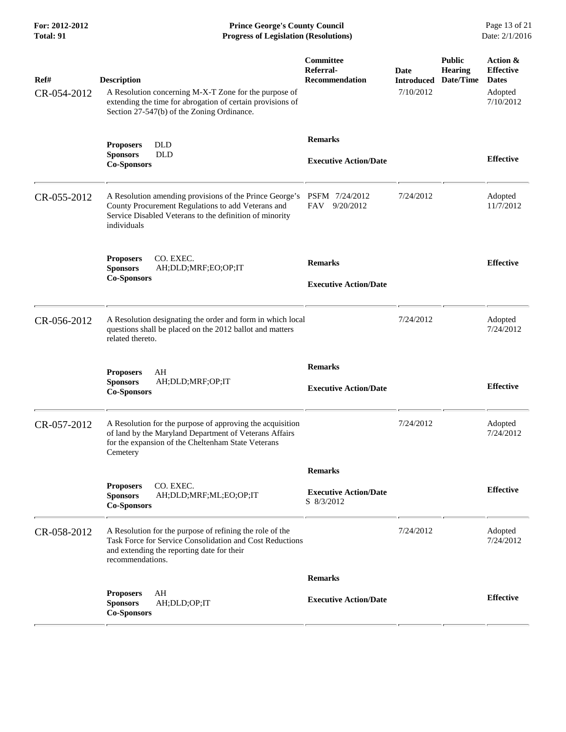| Ref# | Description | Committee Referral-Recommendation | Date Introduced | Public Hearing Date/Time | Action & Effective Dates |
|---|---|---|---|---|---|
| CR-054-2012 | A Resolution concerning M-X-T Zone for the purpose of extending the time for abrogation of certain provisions of Section 27-547(b) of the Zoning Ordinance. | | 7/10/2012 | | Adopted 7/10/2012 |
| | **Proposers** DLD<br>**Sponsors** DLD<br>**Co-Sponsors** | **Remarks**<br><br>**Executive Action/Date** | | | **Effective** |
| CR-055-2012 | A Resolution amending provisions of the Prince George's County Procurement Regulations to add Veterans and Service Disabled Veterans to the definition of minority individuals | PSFM 7/24/2012<br>FAV 9/20/2012 | 7/24/2012 | | Adopted 11/7/2012 |
| | **Proposers** CO. EXEC.<br>**Sponsors** AH;DLD;MRF;EO;OP;IT<br>**Co-Sponsors** | **Remarks**<br><br>**Executive Action/Date** | | | **Effective** |
| CR-056-2012 | A Resolution designating the order and form in which local questions shall be placed on the 2012 ballot and matters related thereto. | | 7/24/2012 | | Adopted 7/24/2012 |
| | **Proposers** AH<br>**Sponsors** AH;DLD;MRF;OP;IT<br>**Co-Sponsors** | **Remarks**<br><br>**Executive Action/Date** | | | **Effective** |
| CR-057-2012 | A Resolution for the purpose of approving the acquisition of land by the Maryland Department of Veterans Affairs for the expansion of the Cheltenham State Veterans Cemetery | | 7/24/2012 | | Adopted 7/24/2012 |
| | **Proposers** CO. EXEC.<br>**Sponsors** AH;DLD;MRF;ML;EO;OP;IT<br>**Co-Sponsors** | **Remarks**<br><br>**Executive Action/Date**<br>S 8/3/2012 | | | **Effective** |
| CR-058-2012 | A Resolution for the purpose of refining the role of the Task Force for Service Consolidation and Cost Reductions and extending the reporting date for their recommendations. | | 7/24/2012 | | Adopted 7/24/2012 |
| | **Proposers** AH<br>**Sponsors** AH;DLD;OP;IT<br>**Co-Sponsors** | **Remarks**<br><br>**Executive Action/Date** | | | **Effective** |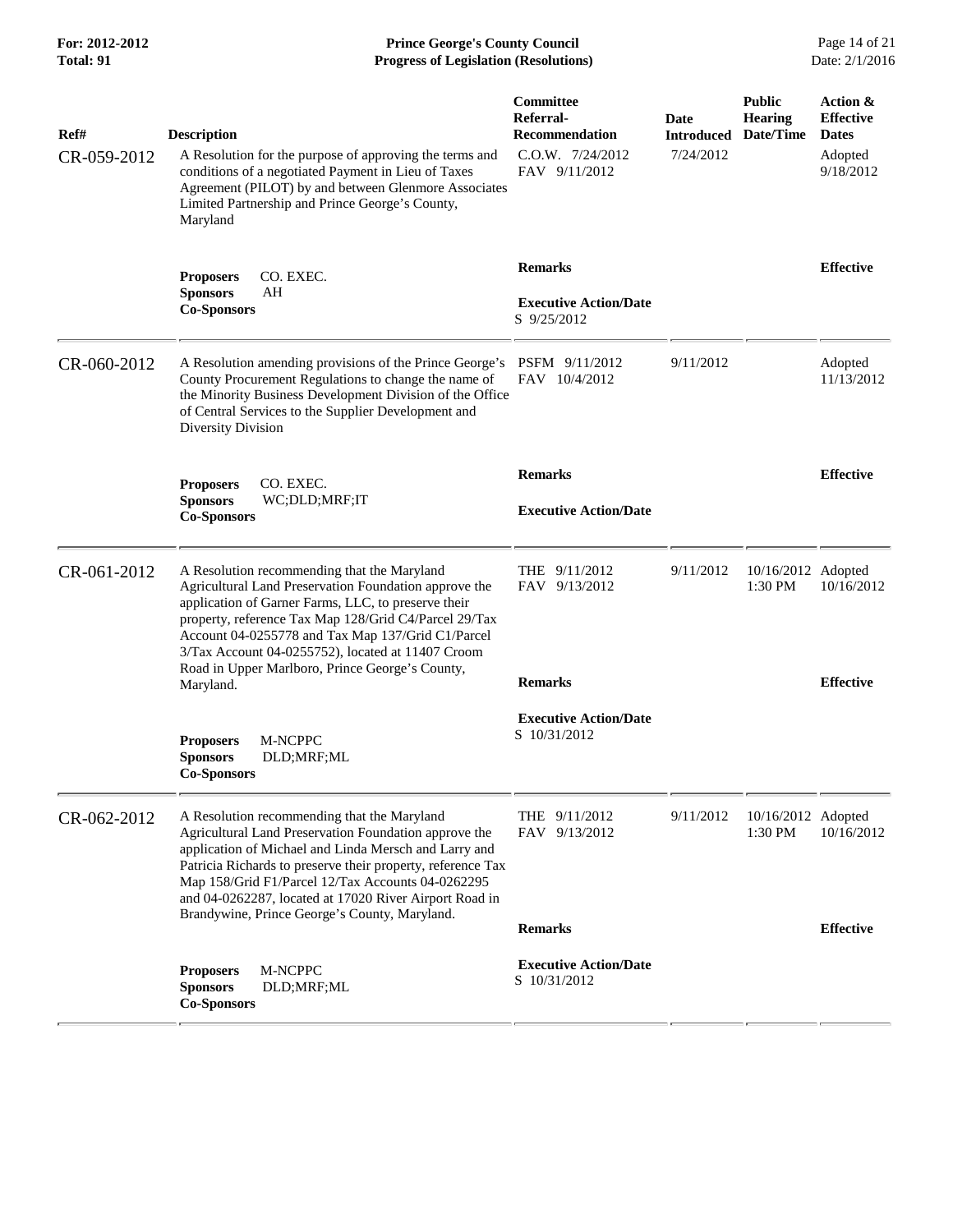| Ref# | Description | Committee Referral-Recommendation | Date Introduced | Public Hearing Date/Time | Action & Effective Dates |
|---|---|---|---|---|---|
| CR-059-2012 | A Resolution for the purpose of approving the terms and conditions of a negotiated Payment in Lieu of Taxes Agreement (PILOT) by and between Glenmore Associates Limited Partnership and Prince George's County, Maryland | C.O.W. 7/24/2012<br>FAV 9/11/2012 | 7/24/2012 | | Adopted 9/18/2012 |
| | **Proposers** CO. EXEC.<br>**Sponsors** AH<br>**Co-Sponsors** | **Remarks**<br><br>**Executive Action/Date**<br>S 9/25/2012 | | | **Effective** |
| CR-060-2012 | A Resolution amending provisions of the Prince George's County Procurement Regulations to change the name of the Minority Business Development Division of the Office of Central Services to the Supplier Development and Diversity Division | PSFM 9/11/2012<br>FAV 10/4/2012 | 9/11/2012 | | Adopted 11/13/2012 |
| | **Proposers** CO. EXEC.<br>**Sponsors** WC;DLD;MRF;IT<br>**Co-Sponsors** | **Remarks**<br><br>**Executive Action/Date** | | | **Effective** |
| CR-061-2012 | A Resolution recommending that the Maryland Agricultural Land Preservation Foundation approve the application of Garner Farms, LLC, to preserve their property, reference Tax Map 128/Grid C4/Parcel 29/Tax Account 04-0255778 and Tax Map 137/Grid C1/Parcel 3/Tax Account 04-0255752), located at 11407 Croom Road in Upper Marlboro, Prince George's County, Maryland. | THE 9/11/2012<br>FAV 9/13/2012 | 9/11/2012 | 10/16/2012 1:30 PM | Adopted 10/16/2012 |
| | **Proposers** M-NCPPC<br>**Sponsors** DLD;MRF;ML<br>**Co-Sponsors** | **Remarks**<br><br>**Executive Action/Date**<br>S 10/31/2012 | | | **Effective** |
| CR-062-2012 | A Resolution recommending that the Maryland Agricultural Land Preservation Foundation approve the application of Michael and Linda Mersch and Larry and Patricia Richards to preserve their property, reference Tax Map 158/Grid F1/Parcel 12/Tax Accounts 04-0262295 and 04-0262287, located at 17020 River Airport Road in Brandywine, Prince George's County, Maryland. | THE 9/11/2012<br>FAV 9/13/2012 | 9/11/2012 | 10/16/2012 1:30 PM | Adopted 10/16/2012 |
| | **Proposers** M-NCPPC<br>**Sponsors** DLD;MRF;ML<br>**Co-Sponsors** | **Remarks**<br><br>**Executive Action/Date**<br>S 10/31/2012 | | | **Effective** |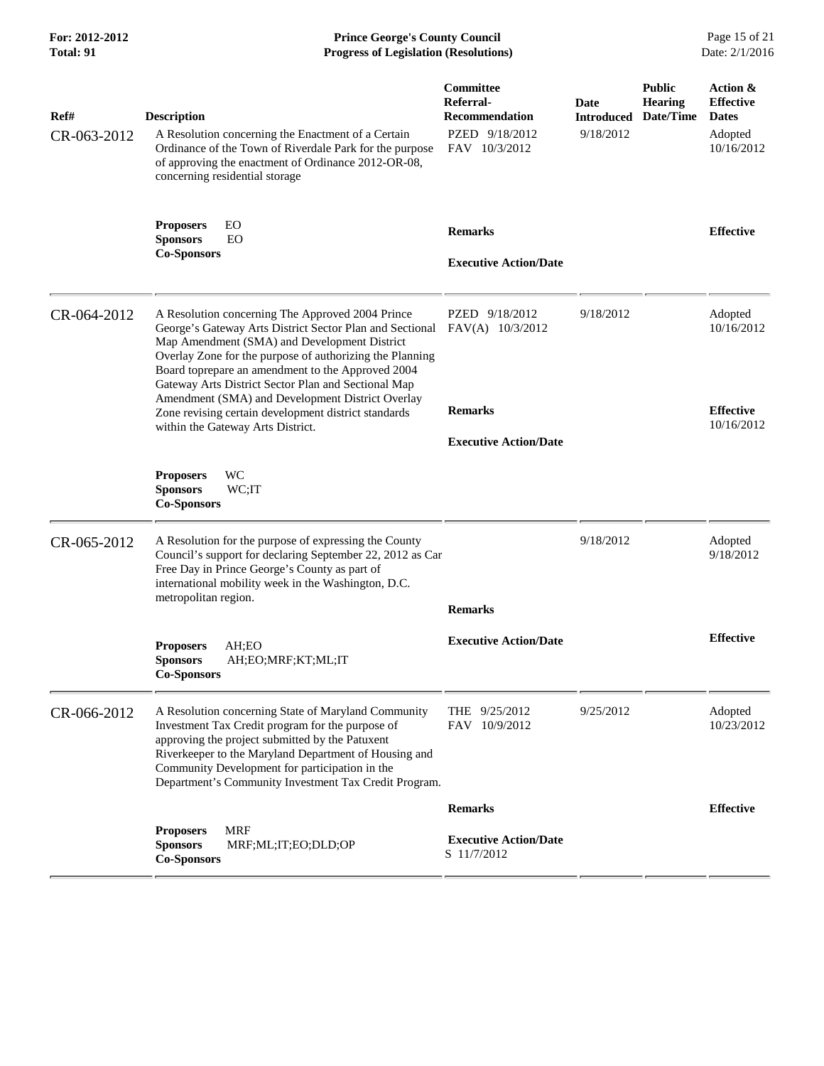| Ref# | Description | Committee Referral-Recommendation | Date Introduced | Public Hearing Date/Time | Action & Effective Dates |
|---|---|---|---|---|---|
| CR-063-2012 | A Resolution concerning the Enactment of a Certain Ordinance of the Town of Riverdale Park for the purpose of approving the enactment of Ordinance 2012-OR-08, concerning residential storage | PZED 9/18/2012<br>FAV 10/3/2012 | 9/18/2012 | | Adopted 10/16/2012 |
| | **Proposers** EO<br>**Sponsors** EO<br>**Co-Sponsors** | **Remarks**<br><br>**Executive Action/Date** | | | **Effective** |
| CR-064-2012 | A Resolution concerning The Approved 2004 Prince George's Gateway Arts District Sector Plan and Sectional Map Amendment (SMA) and Development District Overlay Zone for the purpose of authorizing the Planning Board toprepare an amendment to the Approved 2004 Gateway Arts District Sector Plan and Sectional Map Amendment (SMA) and Development District Overlay Zone revising certain development district standards within the Gateway Arts District. | PZED 9/18/2012<br>FAV(A) 10/3/2012 | 9/18/2012 | | Adopted 10/16/2012 |
| | **Proposers** WC<br>**Sponsors** WC;IT<br>**Co-Sponsors** | **Remarks**<br><br>**Executive Action/Date** | | | **Effective** 10/16/2012 |
| CR-065-2012 | A Resolution for the purpose of expressing the County Council's support for declaring September 22, 2012 as Car Free Day in Prince George's County as part of international mobility week in the Washington, D.C. metropolitan region. | | 9/18/2012 | | Adopted 9/18/2012 |
| | **Proposers** AH;EO<br>**Sponsors** AH;EO;MRF;KT;ML;IT<br>**Co-Sponsors** | **Remarks**<br><br>**Executive Action/Date** | | | **Effective** |
| CR-066-2012 | A Resolution concerning State of Maryland Community Investment Tax Credit program for the purpose of approving the project submitted by the Patuxent Riverkeeper to the Maryland Department of Housing and Community Development for participation in the Department's Community Investment Tax Credit Program. | THE 9/25/2012<br>FAV 10/9/2012 | 9/25/2012 | | Adopted 10/23/2012 |
| | **Proposers** MRF<br>**Sponsors** MRF;ML;IT;EO;DLD;OP<br>**Co-Sponsors** | **Remarks**<br><br>**Executive Action/Date**<br>S 11/7/2012 | | | **Effective** |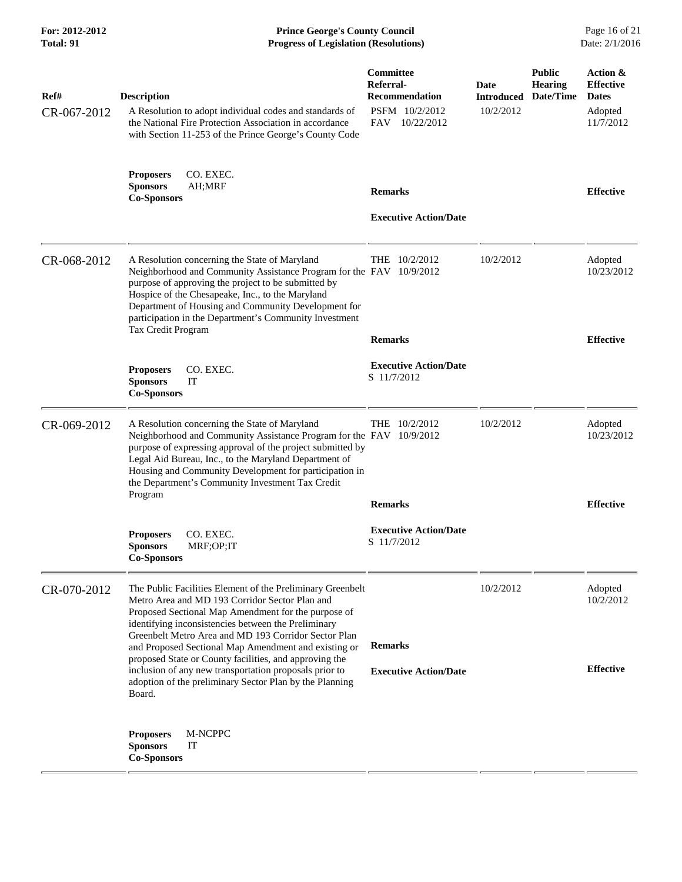| Ref# | Description | Committee Referral-Recommendation | Date Introduced | Public Hearing Date/Time | Action & Effective Dates |
|---|---|---|---|---|---|
| CR-067-2012 | A Resolution to adopt individual codes and standards of the National Fire Protection Association in accordance with Section 11-253 of the Prince George's County Code | PSFM 10/2/2012<br>FAV 10/22/2012 | 10/2/2012 | | Adopted 11/7/2012 |
| | **Proposers** CO. EXEC.<br>**Sponsors** AH;MRF<br>**Co-Sponsors** | **Remarks**<br><br>**Executive Action/Date** | | | **Effective** |
| CR-068-2012 | A Resolution concerning the State of Maryland Neighborhood and Community Assistance Program for the purpose of approving the project to be submitted by Hospice of the Chesapeake, Inc., to the Maryland Department of Housing and Community Development for participation in the Department's Community Investment Tax Credit Program | THE 10/2/2012<br>FAV 10/9/2012 | 10/2/2012 | | Adopted 10/23/2012 |
| | **Proposers** CO. EXEC.<br>**Sponsors** IT<br>**Co-Sponsors** | **Remarks**<br><br>**Executive Action/Date**<br>S 11/7/2012 | | | **Effective** |
| CR-069-2012 | A Resolution concerning the State of Maryland Neighborhood and Community Assistance Program for the purpose of expressing approval of the project submitted by Legal Aid Bureau, Inc., to the Maryland Department of Housing and Community Development for participation in the Department's Community Investment Tax Credit Program | THE 10/2/2012<br>FAV 10/9/2012 | 10/2/2012 | | Adopted 10/23/2012 |
| | **Proposers** CO. EXEC.<br>**Sponsors** MRF;OP;IT<br>**Co-Sponsors** | **Remarks**<br><br>**Executive Action/Date**<br>S 11/7/2012 | | | **Effective** |
| CR-070-2012 | The Public Facilities Element of the Preliminary Greenbelt Metro Area and MD 193 Corridor Sector Plan and Proposed Sectional Map Amendment for the purpose of identifying inconsistencies between the Preliminary Greenbelt Metro Area and MD 193 Corridor Sector Plan and Proposed Sectional Map Amendment and existing or proposed State or County facilities, and approving the inclusion of any new transportation proposals prior to adoption of the preliminary Sector Plan by the Planning Board. | | 10/2/2012 | | Adopted 10/2/2012 |
| | **Proposers** M-NCPPC<br>**Sponsors** IT<br>**Co-Sponsors** | **Remarks**<br><br>**Executive Action/Date** | | | **Effective** |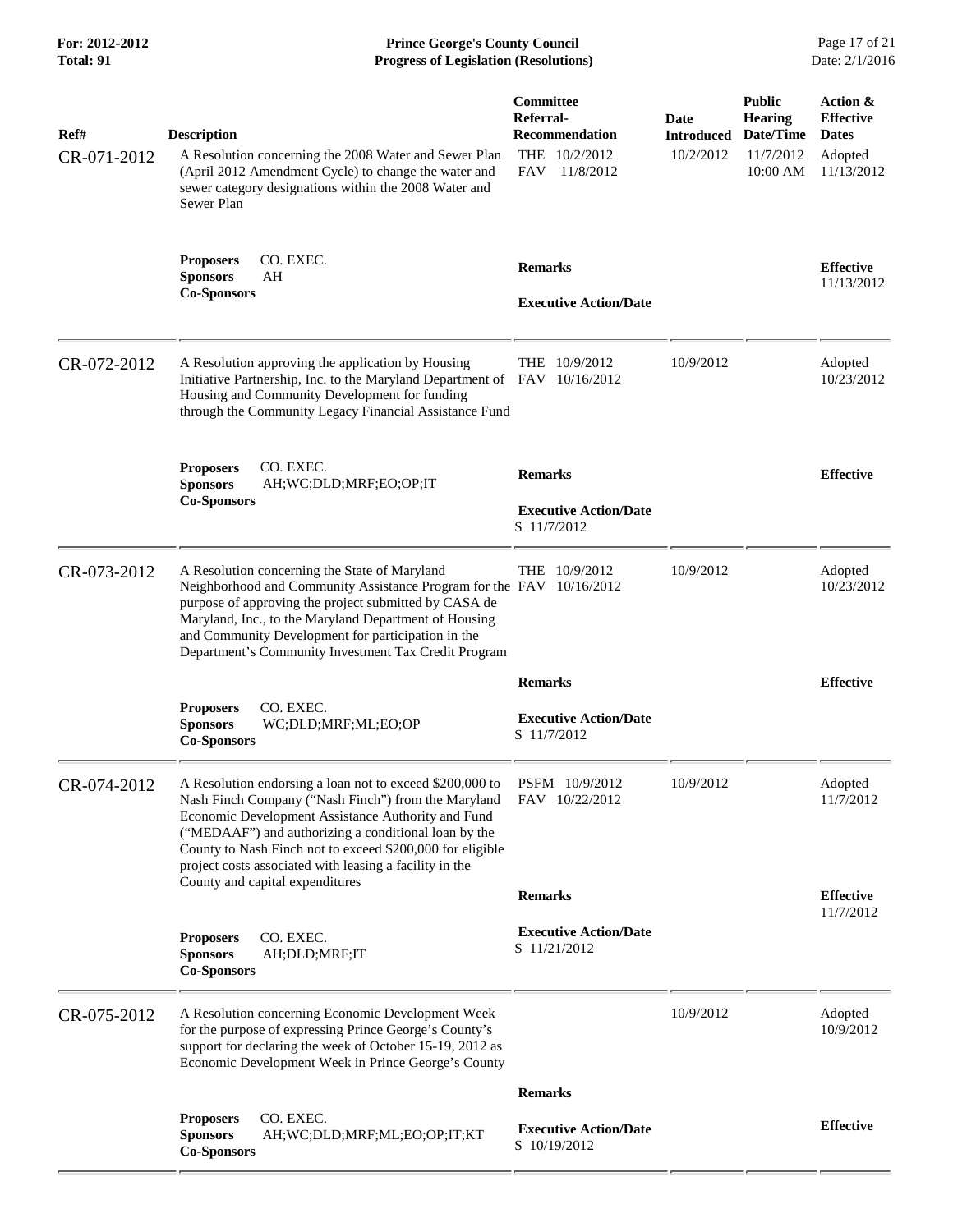| Ref# | Description | Committee Referral-Recommendation | Date Introduced | Public Hearing Date/Time | Action & Effective Dates |
|---|---|---|---|---|---|
| CR-071-2012 | A Resolution concerning the 2008 Water and Sewer Plan (April 2012 Amendment Cycle) to change the water and sewer category designations within the 2008 Water and Sewer Plan | THE 10/2/2012<br>FAV 11/8/2012 | 10/2/2012 | 11/7/2012<br>10:00 AM | Adopted<br>11/13/2012 |
| | **Proposers** CO. EXEC.<br>**Sponsors** AH<br>**Co-Sponsors** | **Remarks**<br><br>**Executive Action/Date** | | | **Effective**<br>11/13/2012 |
| CR-072-2012 | A Resolution approving the application by Housing Initiative Partnership, Inc. to the Maryland Department of Housing and Community Development for funding through the Community Legacy Financial Assistance Fund | THE 10/9/2012<br>FAV 10/16/2012 | 10/9/2012 | | Adopted<br>10/23/2012 |
| | **Proposers** CO. EXEC.<br>**Sponsors** AH;WC;DLD;MRF;EO;OP;IT<br>**Co-Sponsors** | **Remarks**<br><br>**Executive Action/Date**<br>S 11/7/2012 | | | **Effective** |
| CR-073-2012 | A Resolution concerning the State of Maryland Neighborhood and Community Assistance Program for the purpose of approving the project submitted by CASA de Maryland, Inc., to the Maryland Department of Housing and Community Development for participation in the Department's Community Investment Tax Credit Program | THE 10/9/2012<br>FAV 10/16/2012 | 10/9/2012 | | Adopted<br>10/23/2012 |
| | **Proposers** CO. EXEC.<br>**Sponsors** WC;DLD;MRF;ML;EO;OP<br>**Co-Sponsors** | **Remarks**<br><br>**Executive Action/Date**<br>S 11/7/2012 | | | **Effective** |
| CR-074-2012 | A Resolution endorsing a loan not to exceed $200,000 to Nash Finch Company ("Nash Finch") from the Maryland Economic Development Assistance Authority and Fund ("MEDAAF") and authorizing a conditional loan by the County to Nash Finch not to exceed $200,000 for eligible project costs associated with leasing a facility in the County and capital expenditures | PSFM 10/9/2012<br>FAV 10/22/2012 | 10/9/2012 | | Adopted<br>11/7/2012 |
| | **Proposers** CO. EXEC.<br>**Sponsors** AH;DLD;MRF;IT<br>**Co-Sponsors** | **Remarks**<br><br>**Executive Action/Date**<br>S 11/21/2012 | | | **Effective**<br>11/7/2012 |
| CR-075-2012 | A Resolution concerning Economic Development Week for the purpose of expressing Prince George's County's support for declaring the week of October 15-19, 2012 as Economic Development Week in Prince George's County | | 10/9/2012 | | Adopted<br>10/9/2012 |
| | **Proposers** CO. EXEC.<br>**Sponsors** AH;WC;DLD;MRF;ML;EO;OP;IT;KT<br>**Co-Sponsors** | **Remarks**<br><br>**Executive Action/Date**<br>S 10/19/2012 | | | **Effective** |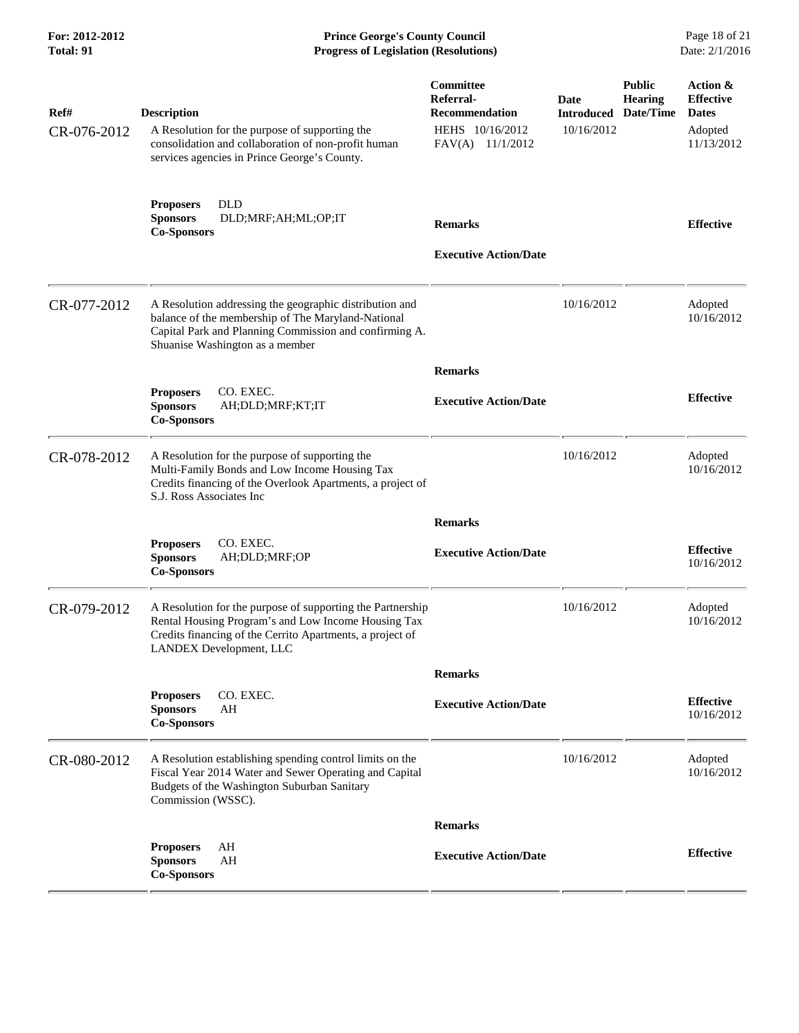| Ref# | Description | Committee Referral-Recommendation | Date Introduced | Public Hearing Date/Time | Action & Effective Dates |
|---|---|---|---|---|---|
| CR-076-2012 | A Resolution for the purpose of supporting the consolidation and collaboration of non-profit human services agencies in Prince George's County. | HEHS 10/16/2012<br>FAV(A) 11/1/2012 | 10/16/2012 | | Adopted 11/13/2012 |
| | **Proposers** DLD<br>**Sponsors** DLD;MRF;AH;ML;OP;IT<br>**Co-Sponsors** | **Remarks**<br><br>**Executive Action/Date** | | | **Effective** |
| CR-077-2012 | A Resolution addressing the geographic distribution and balance of the membership of The Maryland-National Capital Park and Planning Commission and confirming A. Shuanise Washington as a member | | 10/16/2012 | | Adopted 10/16/2012 |
| | **Proposers** CO. EXEC.<br>**Sponsors** AH;DLD;MRF;KT;IT<br>**Co-Sponsors** | **Remarks**<br><br>**Executive Action/Date** | | | **Effective** |
| CR-078-2012 | A Resolution for the purpose of supporting the Multi-Family Bonds and Low Income Housing Tax Credits financing of the Overlook Apartments, a project of S.J. Ross Associates Inc | | 10/16/2012 | | Adopted 10/16/2012 |
| | **Proposers** CO. EXEC.<br>**Sponsors** AH;DLD;MRF;OP<br>**Co-Sponsors** | **Remarks**<br><br>**Executive Action/Date** | | | **Effective** 10/16/2012 |
| CR-079-2012 | A Resolution for the purpose of supporting the Partnership Rental Housing Program's and Low Income Housing Tax Credits financing of the Cerrito Apartments, a project of LANDEX Development, LLC | | 10/16/2012 | | Adopted 10/16/2012 |
| | **Proposers** CO. EXEC.<br>**Sponsors** AH<br>**Co-Sponsors** | **Remarks**<br><br>**Executive Action/Date** | | | **Effective** 10/16/2012 |
| CR-080-2012 | A Resolution establishing spending control limits on the Fiscal Year 2014 Water and Sewer Operating and Capital Budgets of the Washington Suburban Sanitary Commission (WSSC). | | 10/16/2012 | | Adopted 10/16/2012 |
| | **Proposers** AH<br>**Sponsors** AH<br>**Co-Sponsors** | **Remarks**<br><br>**Executive Action/Date** | | | **Effective** |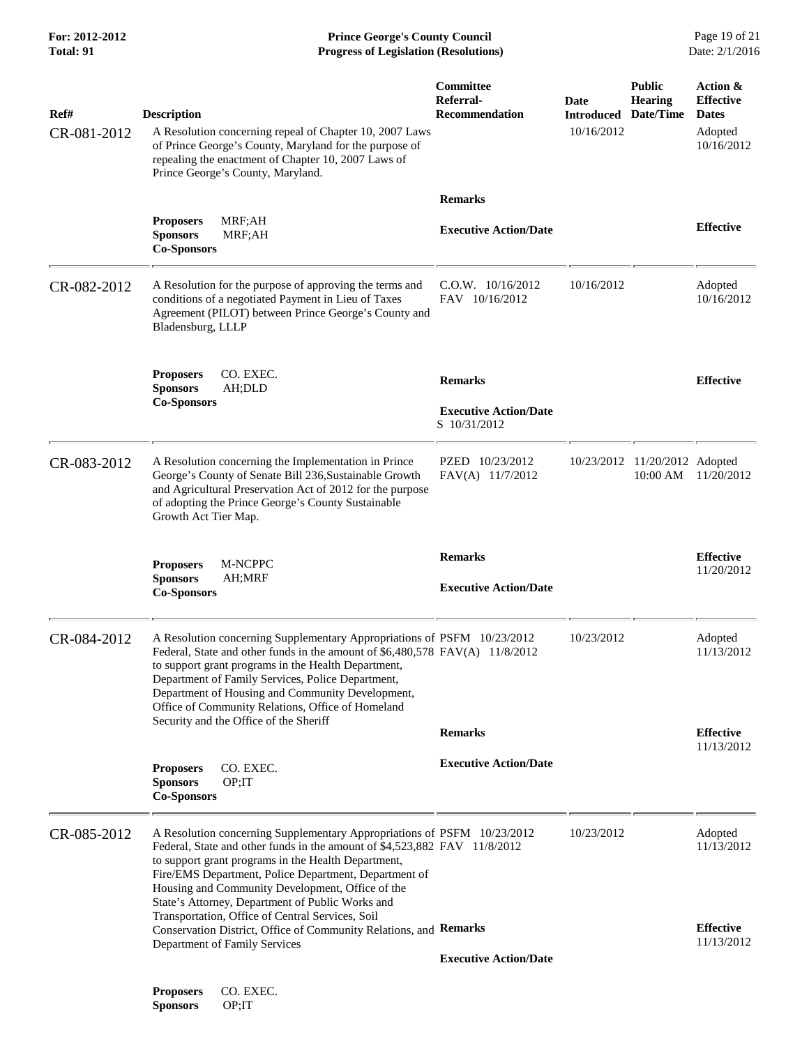| Ref# | Description | Committee Referral-Recommendation | Date Introduced | Public Hearing Date/Time | Action & Effective Dates |
|---|---|---|---|---|---|
| CR-081-2012 | A Resolution concerning repeal of Chapter 10, 2007 Laws of Prince George's County, Maryland for the purpose of repealing the enactment of Chapter 10, 2007 Laws of Prince George's County, Maryland. | | 10/16/2012 | | Adopted 10/16/2012 |
| | **Proposers** MRF;AH<br>**Sponsors** MRF;AH<br>**Co-Sponsors** | **Remarks**<br><br>**Executive Action/Date** | | | **Effective** |
| CR-082-2012 | A Resolution for the purpose of approving the terms and conditions of a negotiated Payment in Lieu of Taxes Agreement (PILOT) between Prince George's County and Bladensburg, LLLP | C.O.W. 10/16/2012<br>FAV 10/16/2012 | 10/16/2012 | | Adopted 10/16/2012 |
| | **Proposers** CO. EXEC.<br>**Sponsors** AH;DLD<br>**Co-Sponsors** | **Remarks**<br><br>**Executive Action/Date**<br>S 10/31/2012 | | | **Effective** |
| CR-083-2012 | A Resolution concerning the Implementation in Prince George's County of Senate Bill 236,Sustainable Growth and Agricultural Preservation Act of 2012 for the purpose of adopting the Prince George's County Sustainable Growth Act Tier Map. | PZED 10/23/2012<br>FAV(A) 11/7/2012 | 10/23/2012 | 11/20/2012 10:00 AM | Adopted 11/20/2012 |
| | **Proposers** M-NCPPC<br>**Sponsors** AH;MRF<br>**Co-Sponsors** | **Remarks**<br><br>**Executive Action/Date** | | | **Effective** 11/20/2012 |
| CR-084-2012 | A Resolution concerning Supplementary Appropriations of Federal, State and other funds in the amount of $6,480,578 to support grant programs in the Health Department, Department of Family Services, Police Department, Department of Housing and Community Development, Office of Community Relations, Office of Homeland Security and the Office of the Sheriff | PSFM 10/23/2012<br>FAV(A) 11/8/2012 | 10/23/2012 | | Adopted 11/13/2012 |
| | **Proposers** CO. EXEC.<br>**Sponsors** OP;IT<br>**Co-Sponsors** | **Remarks**<br><br>**Executive Action/Date** | | | **Effective** 11/13/2012 |
| CR-085-2012 | A Resolution concerning Supplementary Appropriations of Federal, State and other funds in the amount of $4,523,882 to support grant programs in the Health Department, Fire/EMS Department, Police Department, Department of Housing and Community Development, Office of the State's Attorney, Department of Public Works and Transportation, Office of Central Services, Soil Conservation District, Office of Community Relations, and Department of Family Services | PSFM 10/23/2012<br>FAV 11/8/2012 | 10/23/2012 | | Adopted 11/13/2012 |
| | **Proposers** CO. EXEC.<br>**Sponsors** OP;IT | **Remarks**<br><br>**Executive Action/Date** | | | **Effective** 11/13/2012 |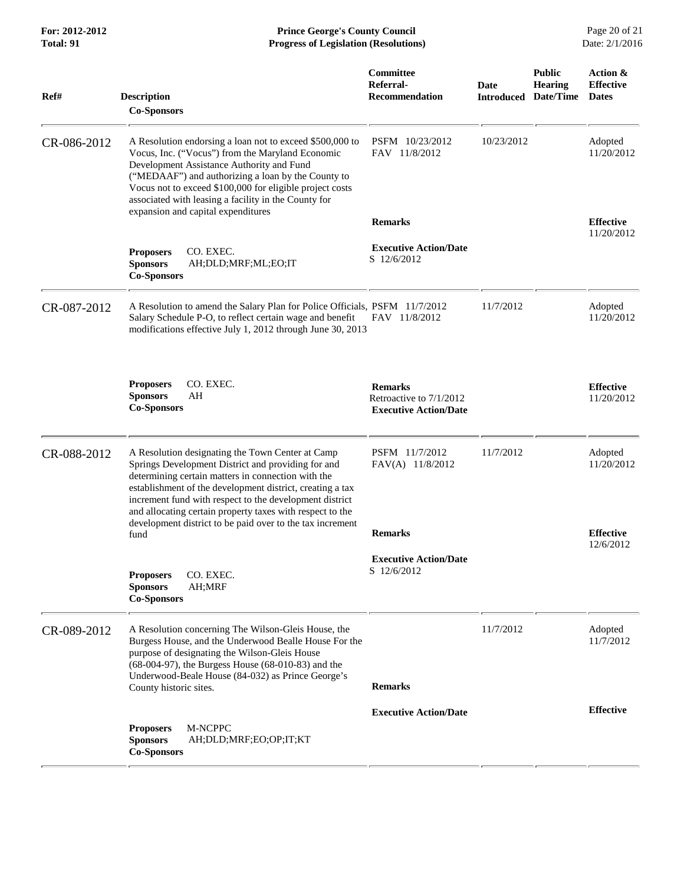| Ref# | Description / Co-Sponsors | Committee Referral-Recommendation | Date Introduced | Public Hearing Date/Time | Action & Effective Dates |
|---|---|---|---|---|---|
| CR-086-2012 | A Resolution endorsing a loan not to exceed $500,000 to Vocus, Inc. ("Vocus") from the Maryland Economic Development Assistance Authority and Fund ("MEDAAF") and authorizing a loan by the County to Vocus not to exceed $100,000 for eligible project costs associated with leasing a facility in the County for expansion and capital expenditures<br><br>**Proposers** CO. EXEC.<br>**Sponsors** AH;DLD;MRF;ML;EO;IT<br>**Co-Sponsors** | PSFM 10/23/2012<br>FAV 11/8/2012<br><br>**Remarks**<br><br>**Executive Action/Date**<br>S 12/6/2012 | 10/23/2012 | | Adopted<br>11/20/2012<br><br>**Effective**<br>11/20/2012 |
| CR-087-2012 | A Resolution to amend the Salary Plan for Police Officials, Salary Schedule P-O, to reflect certain wage and benefit modifications effective July 1, 2012 through June 30, 2013<br><br>**Proposers** CO. EXEC.<br>**Sponsors** AH<br>**Co-Sponsors** | PSFM 11/7/2012<br>FAV 11/8/2012<br><br>**Remarks**<br>Retroactive to 7/1/2012<br>**Executive Action/Date** | 11/7/2012 | | Adopted<br>11/20/2012<br><br>**Effective**<br>11/20/2012 |
| CR-088-2012 | A Resolution designating the Town Center at Camp Springs Development District and providing for and determining certain matters in connection with the establishment of the development district, creating a tax increment fund with respect to the development district and allocating certain property taxes with respect to the development district to be paid over to the tax increment fund<br><br>**Proposers** CO. EXEC.<br>**Sponsors** AH;MRF<br>**Co-Sponsors** | PSFM 11/7/2012<br>FAV(A) 11/8/2012<br><br>**Remarks**<br><br>**Executive Action/Date**<br>S 12/6/2012 | 11/7/2012 | | Adopted<br>11/20/2012<br><br>**Effective**<br>12/6/2012 |
| CR-089-2012 | A Resolution concerning The Wilson-Gleis House, the Burgess House, and the Underwood Bealle House For the purpose of designating the Wilson-Gleis House (68-004-97), the Burgess House (68-010-83) and the Underwood-Beale House (84-032) as Prince George's County historic sites.<br><br>**Proposers** M-NCPPC<br>**Sponsors** AH;DLD;MRF;EO;OP;IT;KT<br>**Co-Sponsors** | **Remarks**<br><br>**Executive Action/Date** | 11/7/2012 | | Adopted<br>11/7/2012<br><br>**Effective** |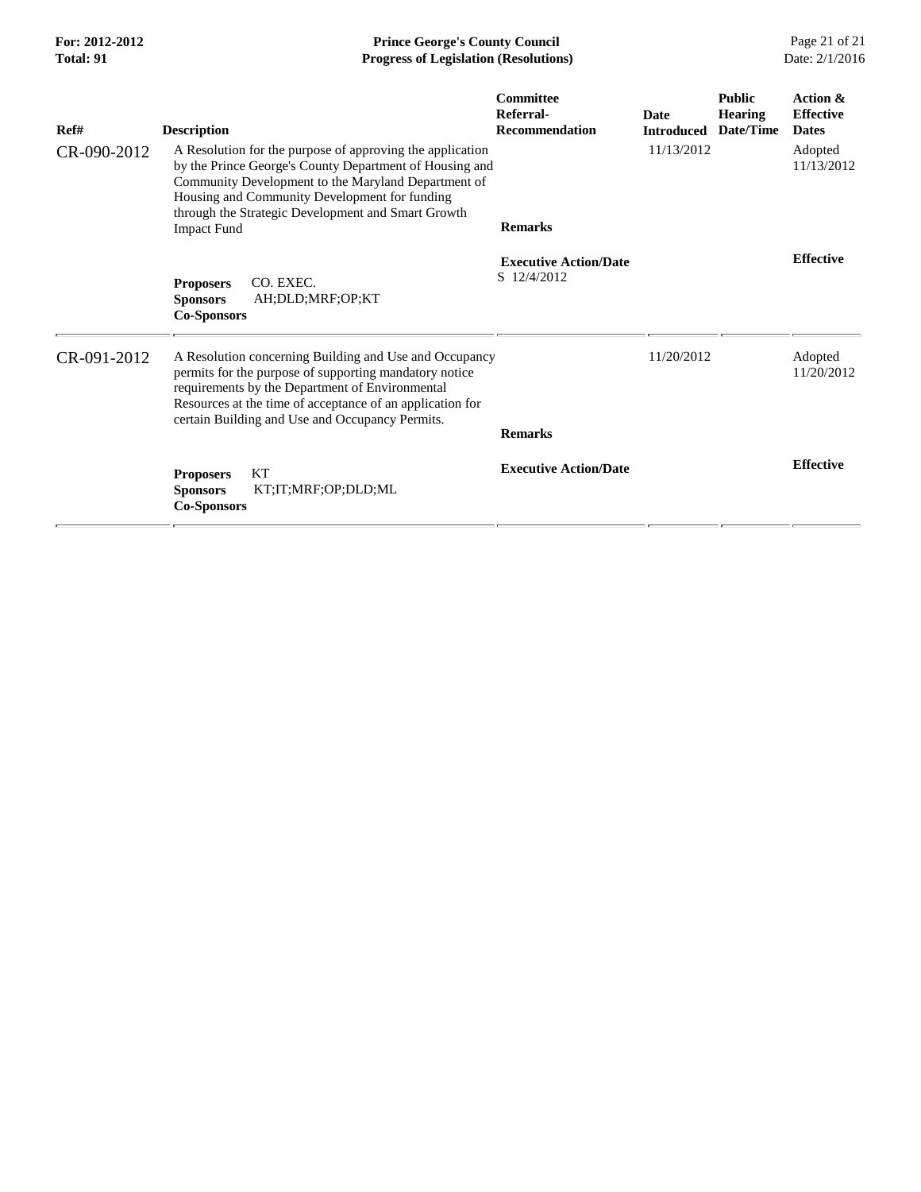| Ref# | Description | Committee Referral-Recommendation | Date Introduced | Public Hearing Date/Time | Action & Effective Dates |
|---|---|---|---|---|---|
| CR-090-2012 | A Resolution for the purpose of approving the application by the Prince George's County Department of Housing and Community Development to the Maryland Department of Housing and Community Development for funding through the Strategic Development and Smart Growth Impact Fund | **Remarks** | 11/13/2012 | | Adopted 11/13/2012 |
| | **Proposers** CO. EXEC.<br>**Sponsors** AH;DLD;MRF;OP;KT<br>**Co-Sponsors** | **Executive Action/Date**<br>S 12/4/2012 | | | **Effective** |
| CR-091-2012 | A Resolution concerning Building and Use and Occupancy permits for the purpose of supporting mandatory notice requirements by the Department of Environmental Resources at the time of acceptance of an application for certain Building and Use and Occupancy Permits. | **Remarks** | 11/20/2012 | | Adopted 11/20/2012 |
| | **Proposers** KT<br>**Sponsors** KT;IT;MRF;OP;DLD;ML<br>**Co-Sponsors** | **Executive Action/Date** | | | **Effective** |